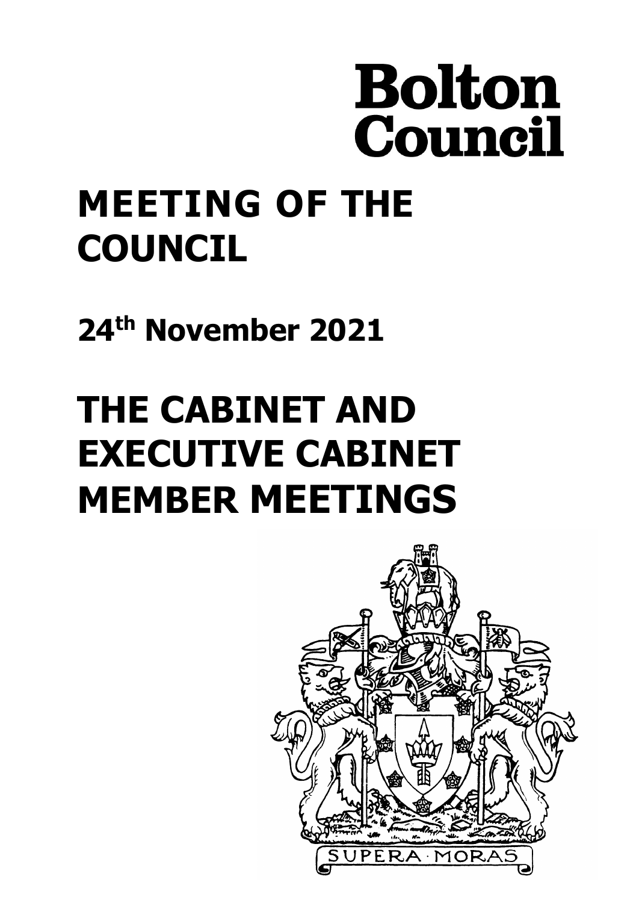# Bolton Council

# MEETING OF THE COUNCIL

## 24th November 2021

# THE CABINET AND EXECUTIVE CABINET MEMBER MEETINGS

SUPERA · MORAS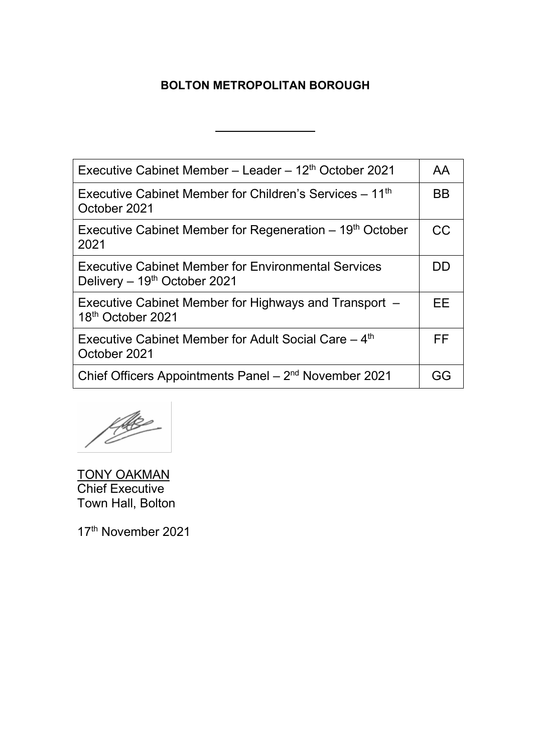**BOLTON METROPOLITAN BOROUGH**

| | |
|---|---|
| Executive Cabinet Member – Leader – 12th October 2021 | AA |
| Executive Cabinet Member for Children's Services – 11th October 2021 | BB |
| Executive Cabinet Member for Regeneration – 19th October 2021 | CC |
| Executive Cabinet Member for Environmental Services Delivery – 19th October 2021 | DD |
| Executive Cabinet Member for Highways and Transport – 18th October 2021 | EE |
| Executive Cabinet Member for Adult Social Care – 4th October 2021 | FF |
| Chief Officers Appointments Panel – 2nd November 2021 | GG |

TONY OAKMAN
Chief Executive
Town Hall, Bolton

17th November 2021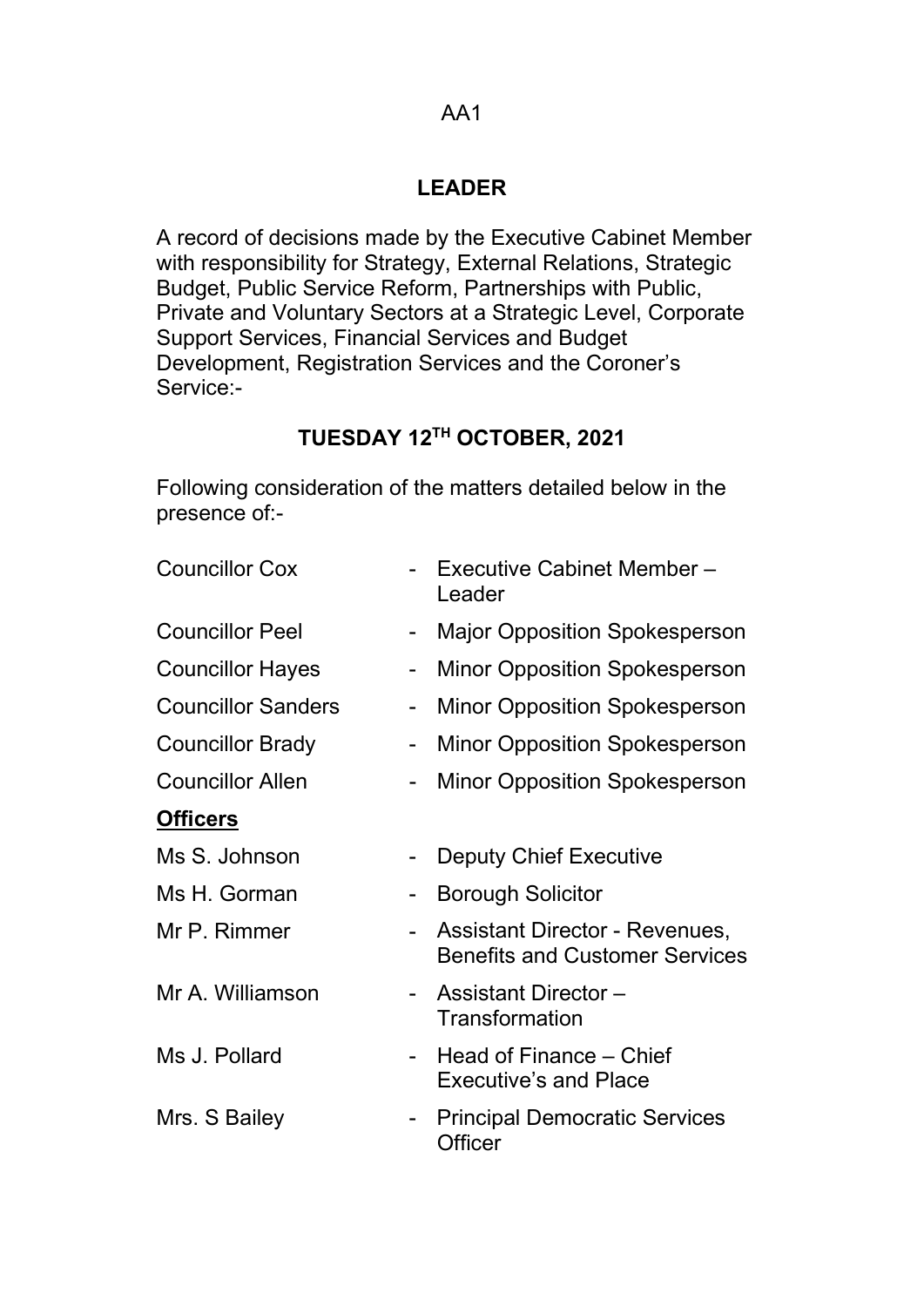AA1

# LEADER

A record of decisions made by the Executive Cabinet Member with responsibility for Strategy, External Relations, Strategic Budget, Public Service Reform, Partnerships with Public, Private and Voluntary Sectors at a Strategic Level, Corporate Support Services, Financial Services and Budget Development, Registration Services and the Coroner's Service:-

## TUESDAY 12TH OCTOBER, 2021

Following consideration of the matters detailed below in the presence of:-

| | | |
|---|---|---|
| Councillor Cox | - | Executive Cabinet Member – Leader |
| Councillor Peel | - | Major Opposition Spokesperson |
| Councillor Hayes | - | Minor Opposition Spokesperson |
| Councillor Sanders | - | Minor Opposition Spokesperson |
| Councillor Brady | - | Minor Opposition Spokesperson |
| Councillor Allen | - | Minor Opposition Spokesperson |

**Officers**

| | | |
|---|---|---|
| Ms S. Johnson | - | Deputy Chief Executive |
| Ms H. Gorman | - | Borough Solicitor |
| Mr P. Rimmer | - | Assistant Director - Revenues, Benefits and Customer Services |
| Mr A. Williamson | - | Assistant Director – Transformation |
| Ms J. Pollard | - | Head of Finance – Chief Executive's and Place |
| Mrs. S Bailey | - | Principal Democratic Services Officer |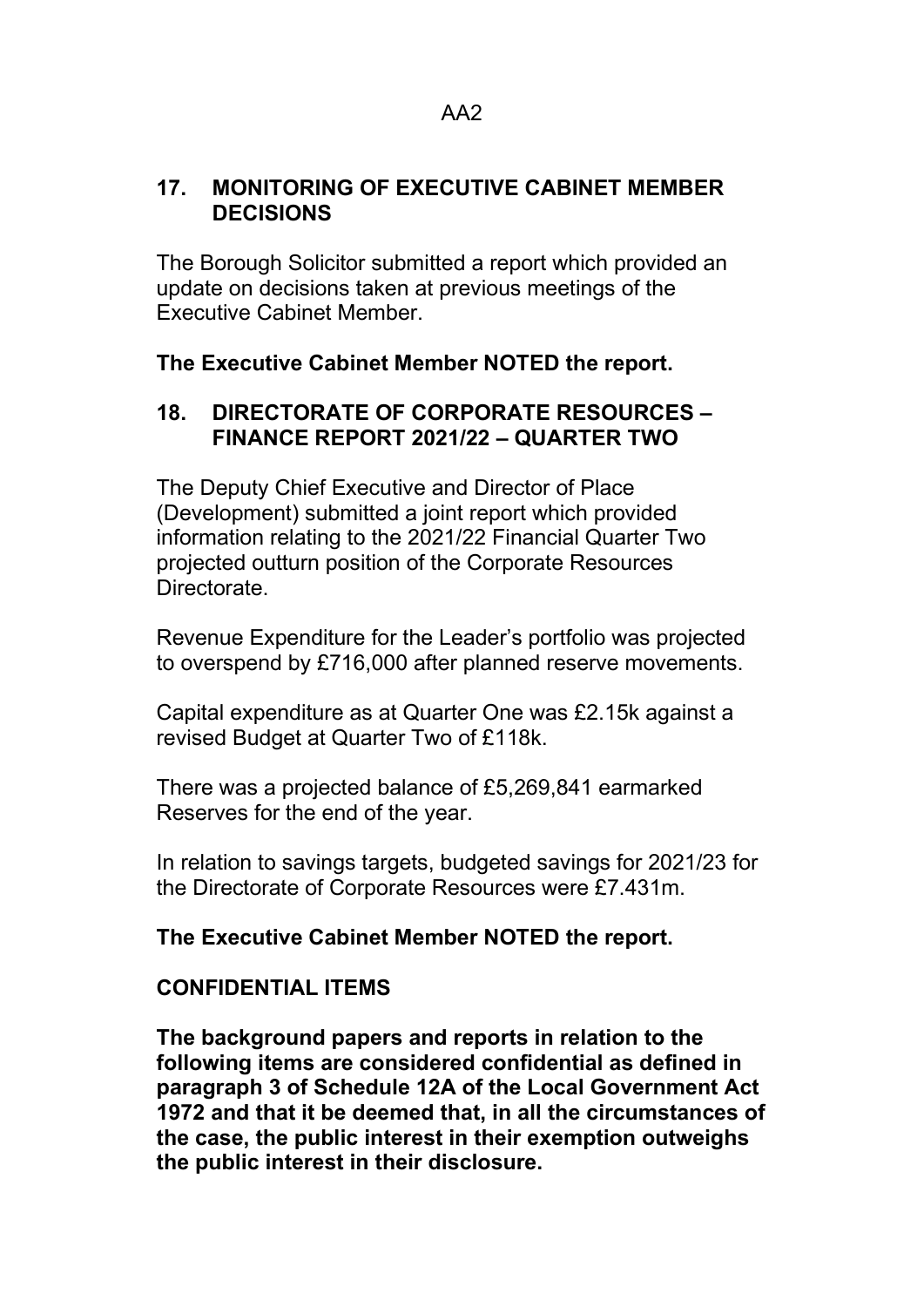## 17. MONITORING OF EXECUTIVE CABINET MEMBER DECISIONS

The Borough Solicitor submitted a report which provided an update on decisions taken at previous meetings of the Executive Cabinet Member.

**The Executive Cabinet Member NOTED the report.**

## 18. DIRECTORATE OF CORPORATE RESOURCES – FINANCE REPORT 2021/22 – QUARTER TWO

The Deputy Chief Executive and Director of Place (Development) submitted a joint report which provided information relating to the 2021/22 Financial Quarter Two projected outturn position of the Corporate Resources Directorate.

Revenue Expenditure for the Leader's portfolio was projected to overspend by £716,000 after planned reserve movements.

Capital expenditure as at Quarter One was £2.15k against a revised Budget at Quarter Two of £118k.

There was a projected balance of £5,269,841 earmarked Reserves for the end of the year.

In relation to savings targets, budgeted savings for 2021/23 for the Directorate of Corporate Resources were £7.431m.

**The Executive Cabinet Member NOTED the report.**

**CONFIDENTIAL ITEMS**

**The background papers and reports in relation to the following items are considered confidential as defined in paragraph 3 of Schedule 12A of the Local Government Act 1972 and that it be deemed that, in all the circumstances of the case, the public interest in their exemption outweighs the public interest in their disclosure.**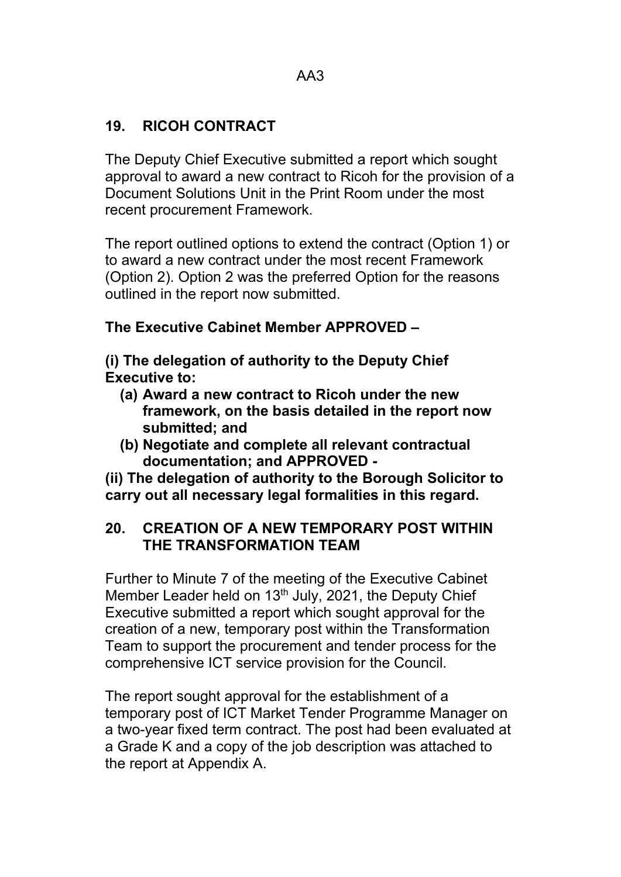## 19. RICOH CONTRACT

The Deputy Chief Executive submitted a report which sought approval to award a new contract to Ricoh for the provision of a Document Solutions Unit in the Print Room under the most recent procurement Framework.

The report outlined options to extend the contract (Option 1) or to award a new contract under the most recent Framework (Option 2). Option 2 was the preferred Option for the reasons outlined in the report now submitted.

**The Executive Cabinet Member APPROVED –**

**(i) The delegation of authority to the Deputy Chief Executive to:**

- **(a) Award a new contract to Ricoh under the new framework, on the basis detailed in the report now submitted; and**
- **(b) Negotiate and complete all relevant contractual documentation; and APPROVED -**

**(ii) The delegation of authority to the Borough Solicitor to carry out all necessary legal formalities in this regard.**

## 20. CREATION OF A NEW TEMPORARY POST WITHIN THE TRANSFORMATION TEAM

Further to Minute 7 of the meeting of the Executive Cabinet Member Leader held on 13th July, 2021, the Deputy Chief Executive submitted a report which sought approval for the creation of a new, temporary post within the Transformation Team to support the procurement and tender process for the comprehensive ICT service provision for the Council.

The report sought approval for the establishment of a temporary post of ICT Market Tender Programme Manager on a two-year fixed term contract. The post had been evaluated at a Grade K and a copy of the job description was attached to the report at Appendix A.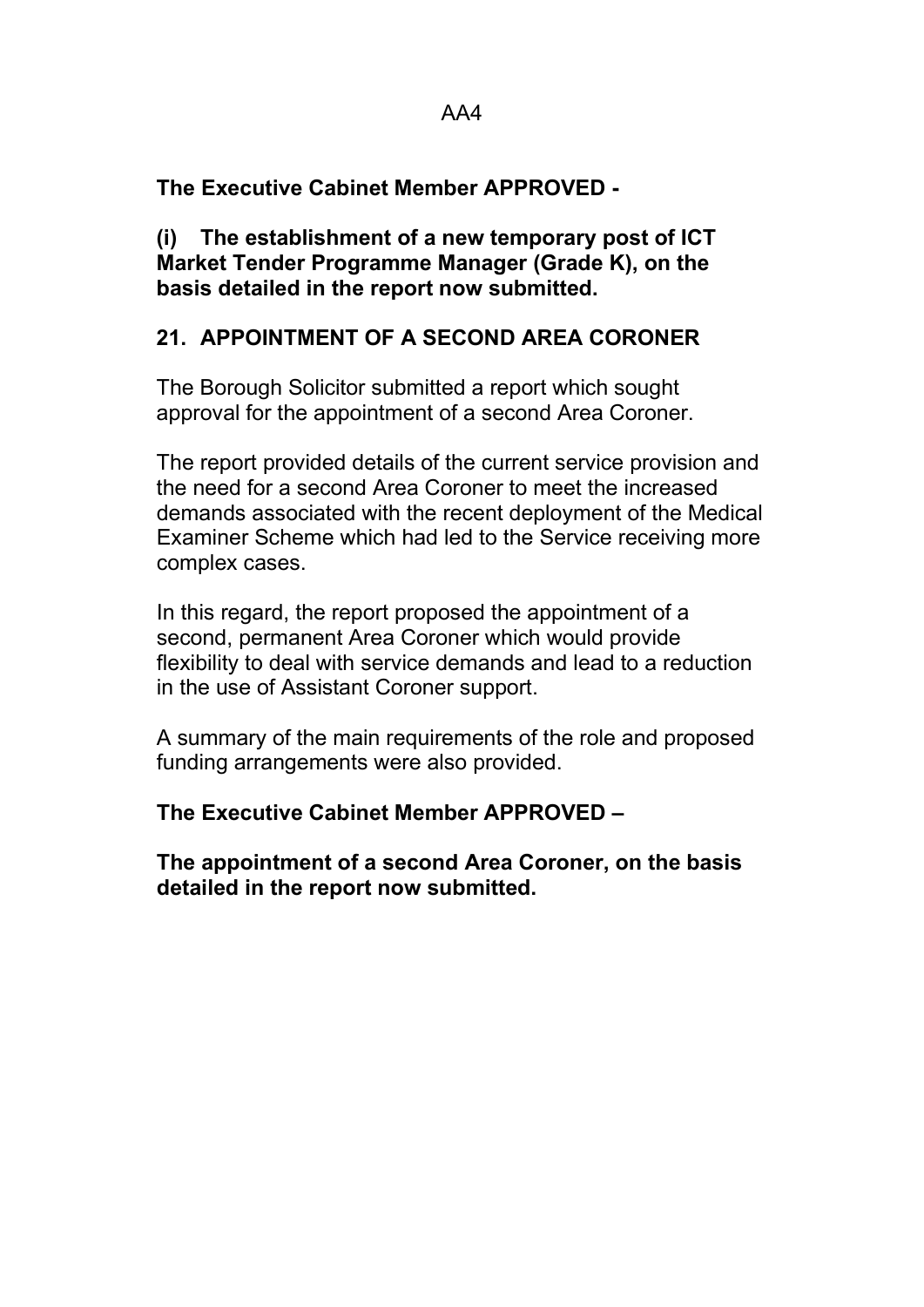**The Executive Cabinet Member APPROVED -**

**(i) The establishment of a new temporary post of ICT Market Tender Programme Manager (Grade K), on the basis detailed in the report now submitted.**

## 21. APPOINTMENT OF A SECOND AREA CORONER

The Borough Solicitor submitted a report which sought approval for the appointment of a second Area Coroner.

The report provided details of the current service provision and the need for a second Area Coroner to meet the increased demands associated with the recent deployment of the Medical Examiner Scheme which had led to the Service receiving more complex cases.

In this regard, the report proposed the appointment of a second, permanent Area Coroner which would provide flexibility to deal with service demands and lead to a reduction in the use of Assistant Coroner support.

A summary of the main requirements of the role and proposed funding arrangements were also provided.

**The Executive Cabinet Member APPROVED –**

**The appointment of a second Area Coroner, on the basis detailed in the report now submitted.**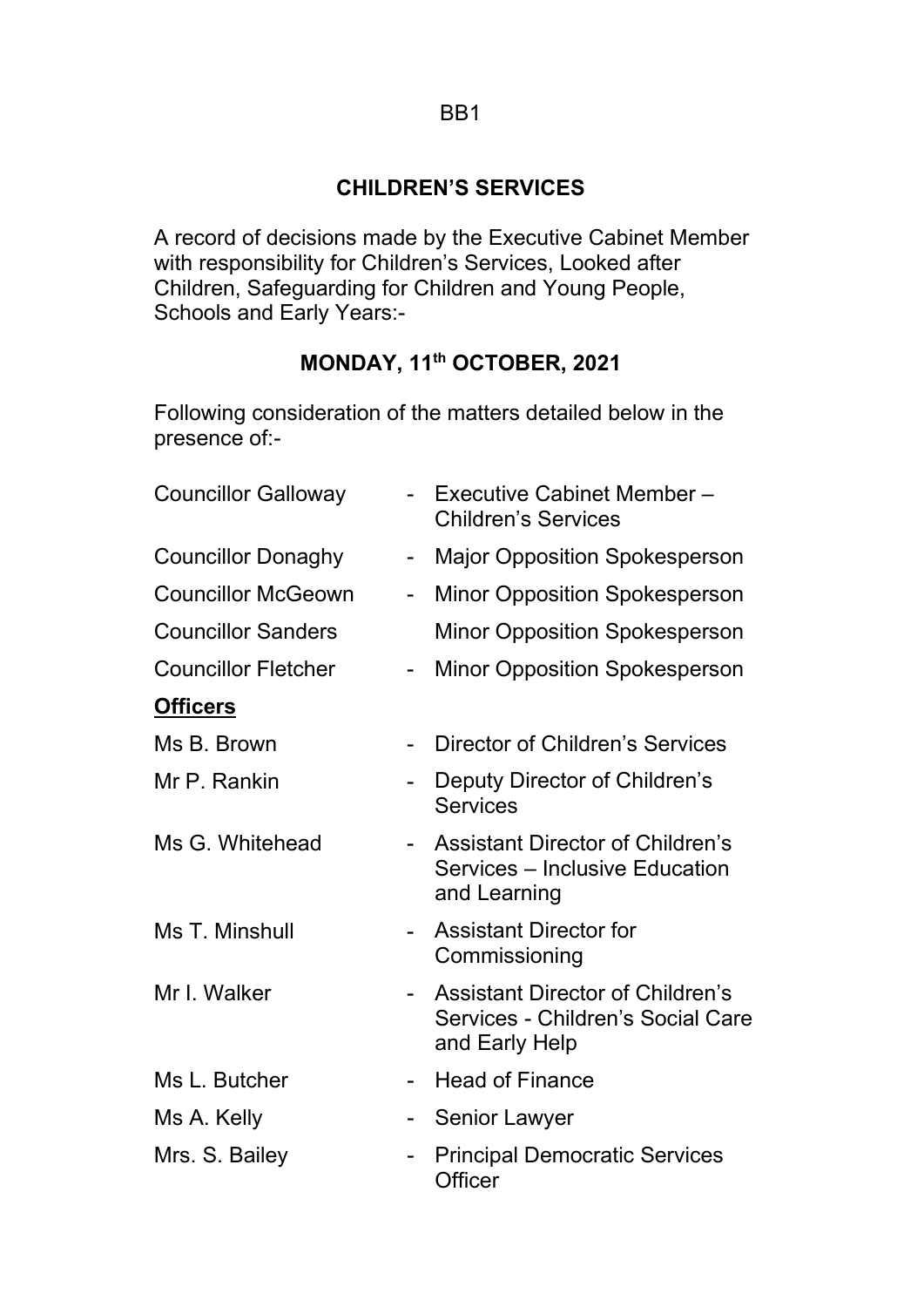BB1

# CHILDREN'S SERVICES

A record of decisions made by the Executive Cabinet Member with responsibility for Children's Services, Looked after Children, Safeguarding for Children and Young People, Schools and Early Years:-

## MONDAY, 11th OCTOBER, 2021

Following consideration of the matters detailed below in the presence of:-

| | | |
|---|---|---|
| Councillor Galloway | - | Executive Cabinet Member – Children's Services |
| Councillor Donaghy | - | Major Opposition Spokesperson |
| Councillor McGeown | - | Minor Opposition Spokesperson |
| Councillor Sanders | | Minor Opposition Spokesperson |
| Councillor Fletcher | - | Minor Opposition Spokesperson |
| **Officers** | | |
| Ms B. Brown | - | Director of Children's Services |
| Mr P. Rankin | - | Deputy Director of Children's Services |
| Ms G. Whitehead | - | Assistant Director of Children's Services – Inclusive Education and Learning |
| Ms T. Minshull | - | Assistant Director for Commissioning |
| Mr I. Walker | - | Assistant Director of Children's Services - Children's Social Care and Early Help |
| Ms L. Butcher | - | Head of Finance |
| Ms A. Kelly | - | Senior Lawyer |
| Mrs. S. Bailey | - | Principal Democratic Services Officer |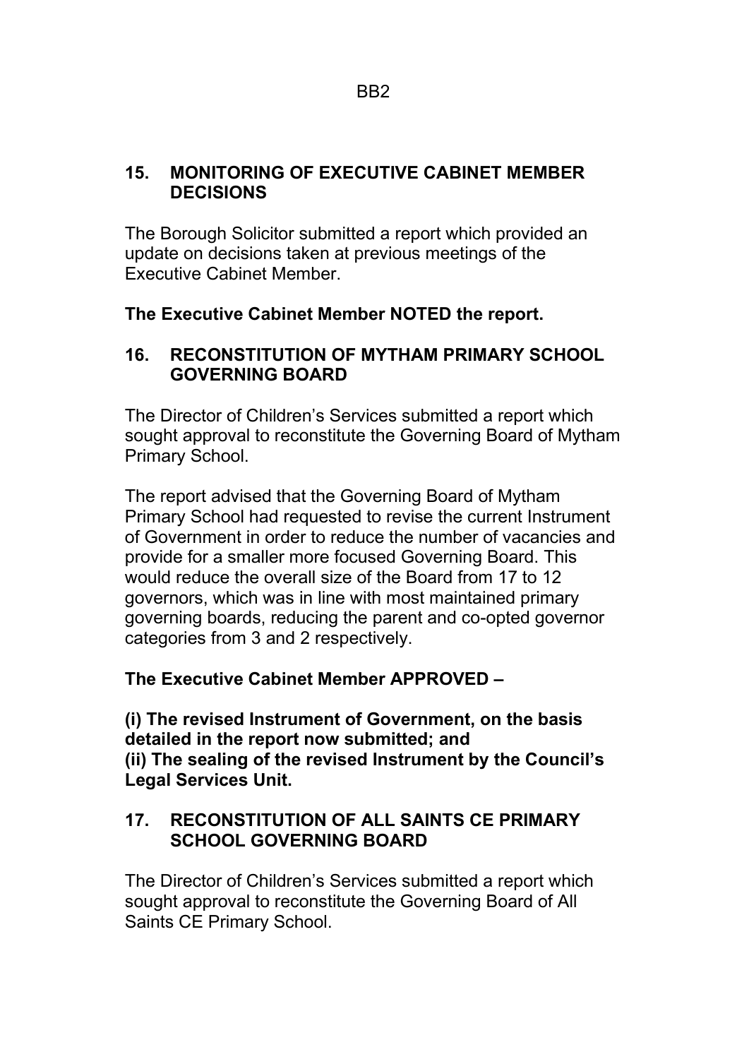## 15. MONITORING OF EXECUTIVE CABINET MEMBER DECISIONS

The Borough Solicitor submitted a report which provided an update on decisions taken at previous meetings of the Executive Cabinet Member.

**The Executive Cabinet Member NOTED the report.**

## 16. RECONSTITUTION OF MYTHAM PRIMARY SCHOOL GOVERNING BOARD

The Director of Children's Services submitted a report which sought approval to reconstitute the Governing Board of Mytham Primary School.

The report advised that the Governing Board of Mytham Primary School had requested to revise the current Instrument of Government in order to reduce the number of vacancies and provide for a smaller more focused Governing Board. This would reduce the overall size of the Board from 17 to 12 governors, which was in line with most maintained primary governing boards, reducing the parent and co-opted governor categories from 3 and 2 respectively.

**The Executive Cabinet Member APPROVED –**

**(i) The revised Instrument of Government, on the basis detailed in the report now submitted; and**
**(ii) The sealing of the revised Instrument by the Council's Legal Services Unit.**

## 17. RECONSTITUTION OF ALL SAINTS CE PRIMARY SCHOOL GOVERNING BOARD

The Director of Children's Services submitted a report which sought approval to reconstitute the Governing Board of All Saints CE Primary School.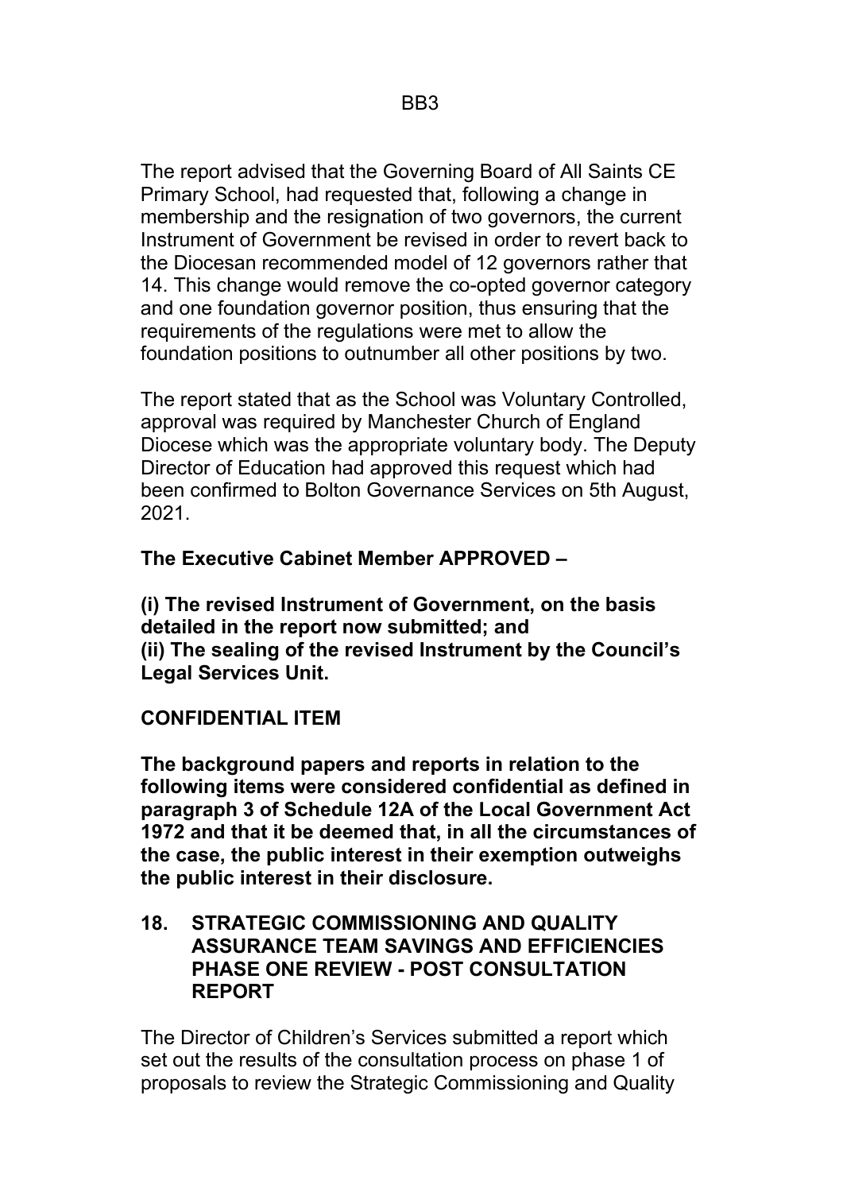The report advised that the Governing Board of All Saints CE Primary School, had requested that, following a change in membership and the resignation of two governors, the current Instrument of Government be revised in order to revert back to the Diocesan recommended model of 12 governors rather that 14. This change would remove the co-opted governor category and one foundation governor position, thus ensuring that the requirements of the regulations were met to allow the foundation positions to outnumber all other positions by two.

The report stated that as the School was Voluntary Controlled, approval was required by Manchester Church of England Diocese which was the appropriate voluntary body. The Deputy Director of Education had approved this request which had been confirmed to Bolton Governance Services on 5th August, 2021.

**The Executive Cabinet Member APPROVED –**

**(i) The revised Instrument of Government, on the basis detailed in the report now submitted; and**
**(ii) The sealing of the revised Instrument by the Council's Legal Services Unit.**

**CONFIDENTIAL ITEM**

**The background papers and reports in relation to the following items were considered confidential as defined in paragraph 3 of Schedule 12A of the Local Government Act 1972 and that it be deemed that, in all the circumstances of the case, the public interest in their exemption outweighs the public interest in their disclosure.**

## 18. STRATEGIC COMMISSIONING AND QUALITY ASSURANCE TEAM SAVINGS AND EFFICIENCIES PHASE ONE REVIEW - POST CONSULTATION REPORT

The Director of Children's Services submitted a report which set out the results of the consultation process on phase 1 of proposals to review the Strategic Commissioning and Quality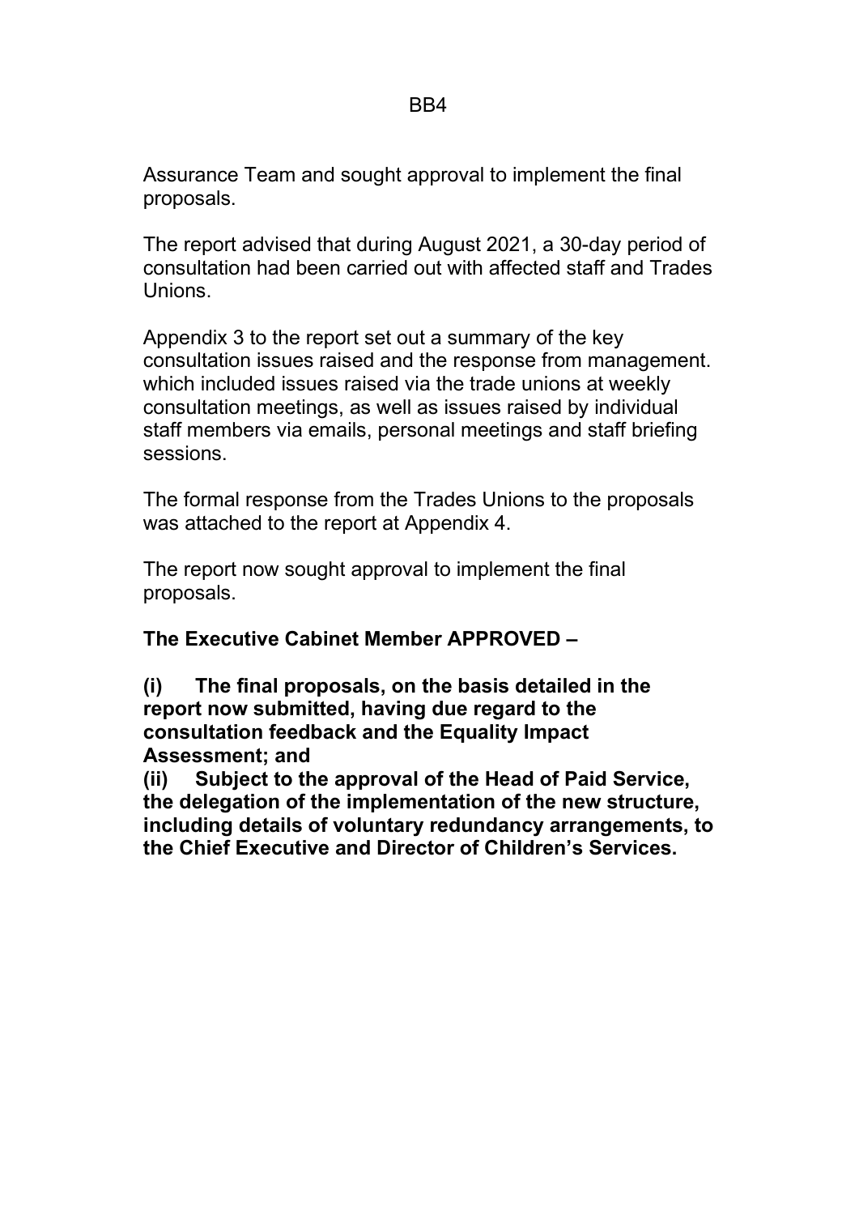Assurance Team and sought approval to implement the final proposals.

The report advised that during August 2021, a 30-day period of consultation had been carried out with affected staff and Trades Unions.

Appendix 3 to the report set out a summary of the key consultation issues raised and the response from management. which included issues raised via the trade unions at weekly consultation meetings, as well as issues raised by individual staff members via emails, personal meetings and staff briefing sessions.

The formal response from the Trades Unions to the proposals was attached to the report at Appendix 4.

The report now sought approval to implement the final proposals.

**The Executive Cabinet Member APPROVED –**

**(i) The final proposals, on the basis detailed in the report now submitted, having due regard to the consultation feedback and the Equality Impact Assessment; and**
**(ii) Subject to the approval of the Head of Paid Service, the delegation of the implementation of the new structure, including details of voluntary redundancy arrangements, to the Chief Executive and Director of Children's Services.**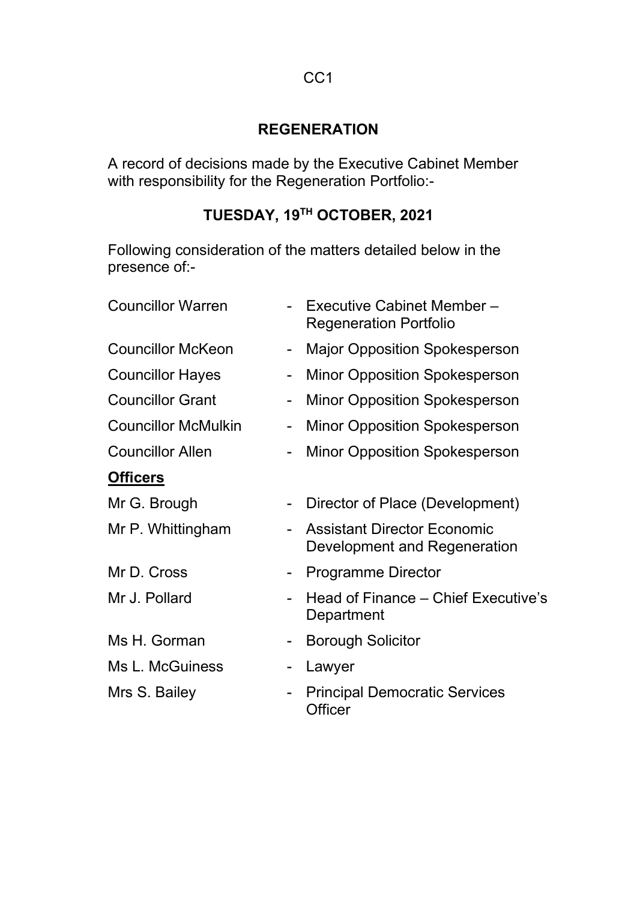CC1

# REGENERATION

A record of decisions made by the Executive Cabinet Member with responsibility for the Regeneration Portfolio:-

## TUESDAY, 19TH OCTOBER, 2021

Following consideration of the matters detailed below in the presence of:-

| | | |
|---|---|---|
| Councillor Warren | - | Executive Cabinet Member – Regeneration Portfolio |
| Councillor McKeon | - | Major Opposition Spokesperson |
| Councillor Hayes | - | Minor Opposition Spokesperson |
| Councillor Grant | - | Minor Opposition Spokesperson |
| Councillor McMulkin | - | Minor Opposition Spokesperson |
| Councillor Allen | - | Minor Opposition Spokesperson |

**Officers**

| | | |
|---|---|---|
| Mr G. Brough | - | Director of Place (Development) |
| Mr P. Whittingham | - | Assistant Director Economic Development and Regeneration |
| Mr D. Cross | - | Programme Director |
| Mr J. Pollard | - | Head of Finance – Chief Executive's Department |
| Ms H. Gorman | - | Borough Solicitor |
| Ms L. McGuiness | - | Lawyer |
| Mrs S. Bailey | - | Principal Democratic Services Officer |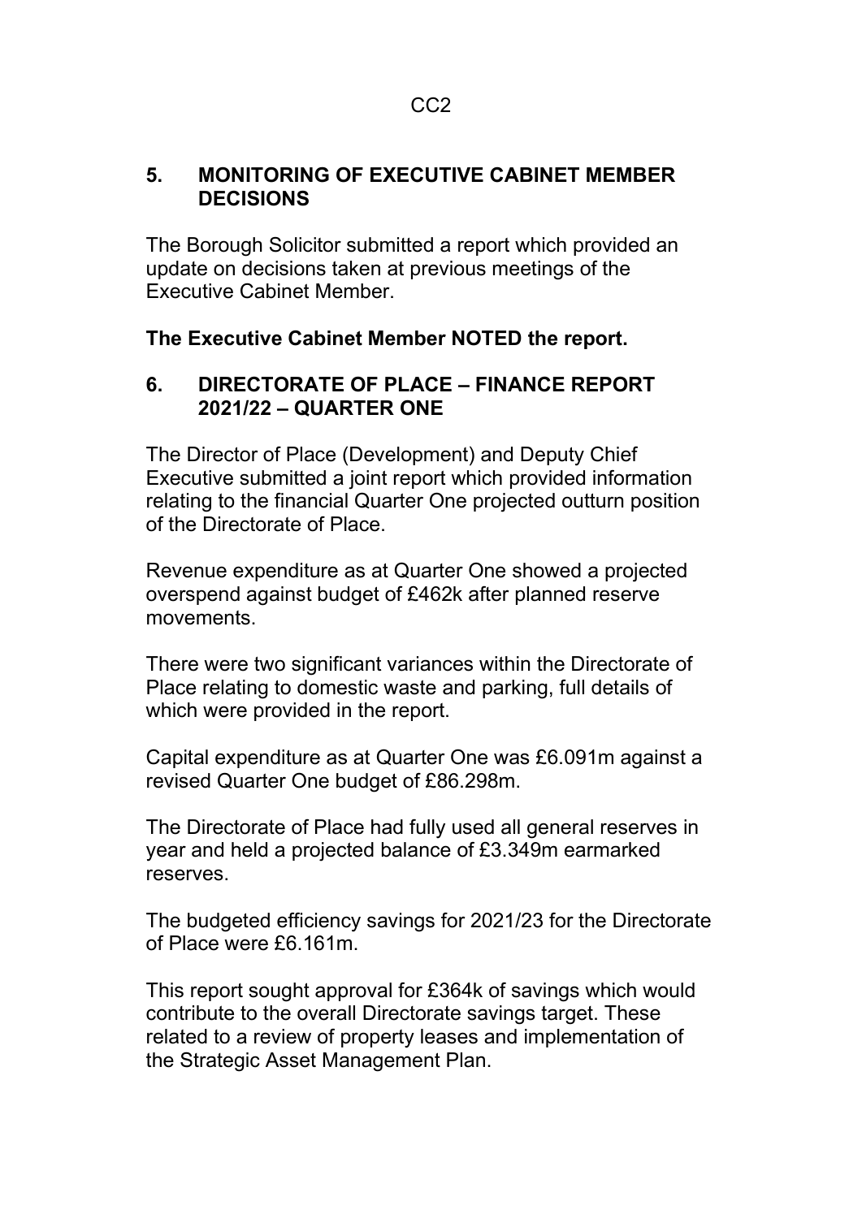## 5. MONITORING OF EXECUTIVE CABINET MEMBER DECISIONS

The Borough Solicitor submitted a report which provided an update on decisions taken at previous meetings of the Executive Cabinet Member.

**The Executive Cabinet Member NOTED the report.**

## 6. DIRECTORATE OF PLACE – FINANCE REPORT 2021/22 – QUARTER ONE

The Director of Place (Development) and Deputy Chief Executive submitted a joint report which provided information relating to the financial Quarter One projected outturn position of the Directorate of Place.

Revenue expenditure as at Quarter One showed a projected overspend against budget of £462k after planned reserve movements.

There were two significant variances within the Directorate of Place relating to domestic waste and parking, full details of which were provided in the report.

Capital expenditure as at Quarter One was £6.091m against a revised Quarter One budget of £86.298m.

The Directorate of Place had fully used all general reserves in year and held a projected balance of £3.349m earmarked reserves.

The budgeted efficiency savings for 2021/23 for the Directorate of Place were £6.161m.

This report sought approval for £364k of savings which would contribute to the overall Directorate savings target. These related to a review of property leases and implementation of the Strategic Asset Management Plan.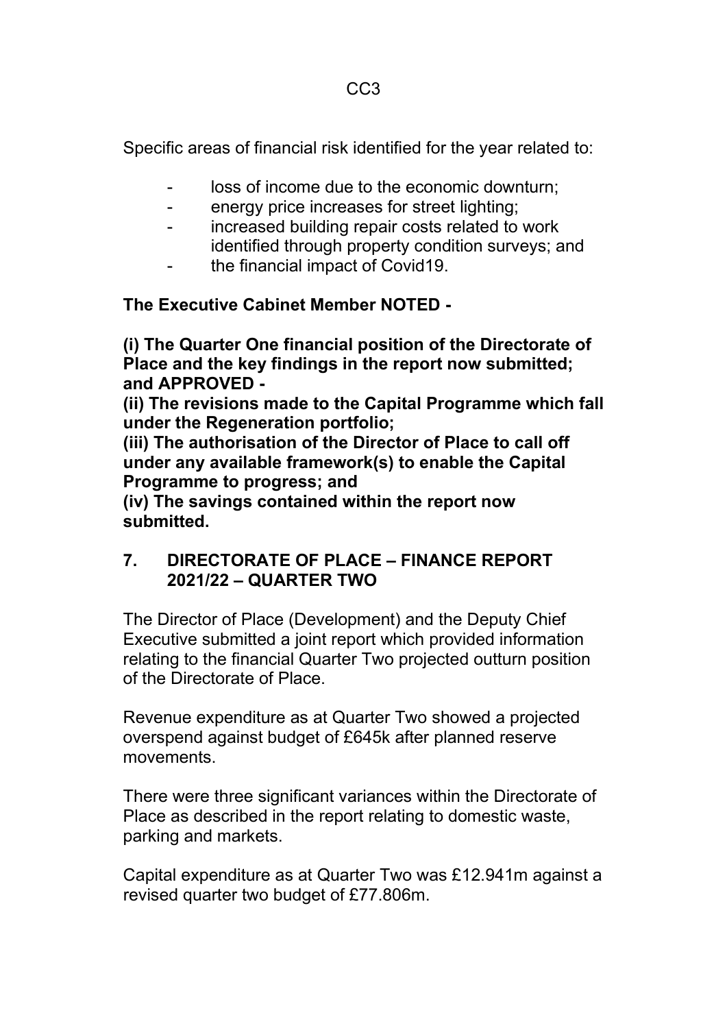Specific areas of financial risk identified for the year related to:

- loss of income due to the economic downturn;
- energy price increases for street lighting;
- increased building repair costs related to work identified through property condition surveys; and
- the financial impact of Covid19.

**The Executive Cabinet Member NOTED -**

**(i) The Quarter One financial position of the Directorate of Place and the key findings in the report now submitted; and APPROVED -**
**(ii) The revisions made to the Capital Programme which fall under the Regeneration portfolio;**
**(iii) The authorisation of the Director of Place to call off under any available framework(s) to enable the Capital Programme to progress; and**
**(iv) The savings contained within the report now submitted.**

## 7. DIRECTORATE OF PLACE – FINANCE REPORT 2021/22 – QUARTER TWO

The Director of Place (Development) and the Deputy Chief Executive submitted a joint report which provided information relating to the financial Quarter Two projected outturn position of the Directorate of Place.

Revenue expenditure as at Quarter Two showed a projected overspend against budget of £645k after planned reserve movements.

There were three significant variances within the Directorate of Place as described in the report relating to domestic waste, parking and markets.

Capital expenditure as at Quarter Two was £12.941m against a revised quarter two budget of £77.806m.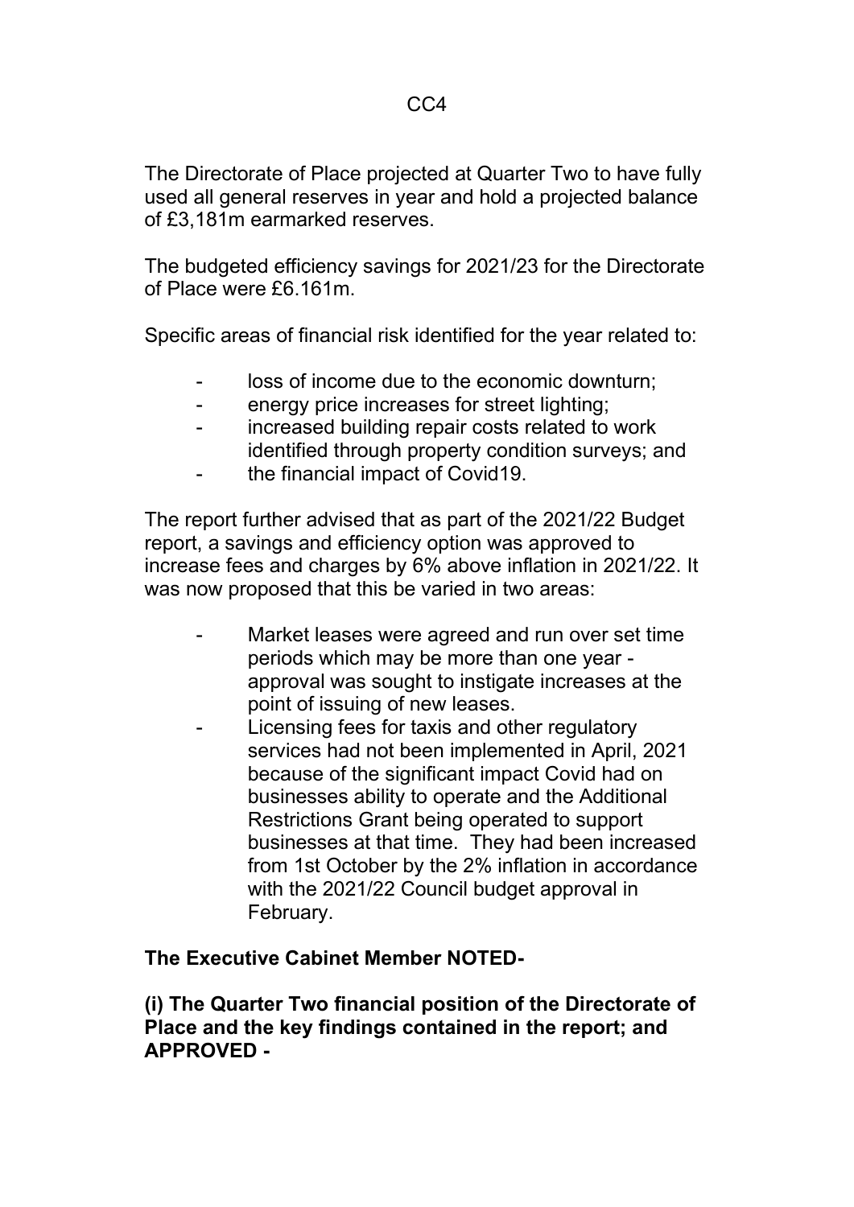CC4

The Directorate of Place projected at Quarter Two to have fully used all general reserves in year and hold a projected balance of £3,181m earmarked reserves.

The budgeted efficiency savings for 2021/23 for the Directorate of Place were £6.161m.

Specific areas of financial risk identified for the year related to:

- loss of income due to the economic downturn;
- energy price increases for street lighting;
- increased building repair costs related to work identified through property condition surveys; and
- the financial impact of Covid19.

The report further advised that as part of the 2021/22 Budget report, a savings and efficiency option was approved to increase fees and charges by 6% above inflation in 2021/22. It was now proposed that this be varied in two areas:

- Market leases were agreed and run over set time periods which may be more than one year - approval was sought to instigate increases at the point of issuing of new leases.
- Licensing fees for taxis and other regulatory services had not been implemented in April, 2021 because of the significant impact Covid had on businesses ability to operate and the Additional Restrictions Grant being operated to support businesses at that time. They had been increased from 1st October by the 2% inflation in accordance with the 2021/22 Council budget approval in February.

**The Executive Cabinet Member NOTED-**

**(i) The Quarter Two financial position of the Directorate of Place and the key findings contained in the report; and APPROVED -**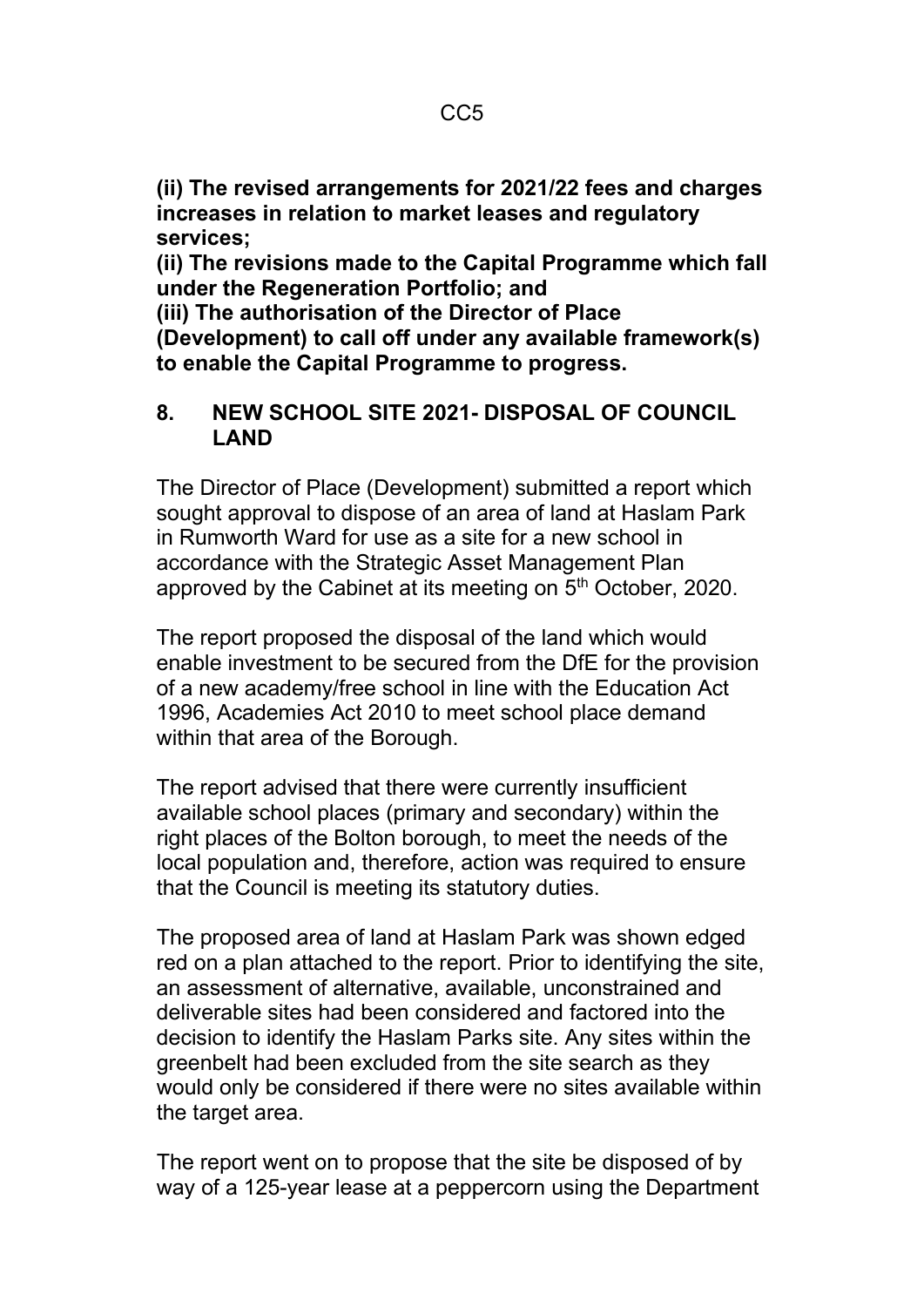**(ii) The revised arrangements for 2021/22 fees and charges increases in relation to market leases and regulatory services;**

**(ii) The revisions made to the Capital Programme which fall under the Regeneration Portfolio; and**

**(iii) The authorisation of the Director of Place (Development) to call off under any available framework(s) to enable the Capital Programme to progress.**

## 8. NEW SCHOOL SITE 2021- DISPOSAL OF COUNCIL LAND

The Director of Place (Development) submitted a report which sought approval to dispose of an area of land at Haslam Park in Rumworth Ward for use as a site for a new school in accordance with the Strategic Asset Management Plan approved by the Cabinet at its meeting on 5th October, 2020.

The report proposed the disposal of the land which would enable investment to be secured from the DfE for the provision of a new academy/free school in line with the Education Act 1996, Academies Act 2010 to meet school place demand within that area of the Borough.

The report advised that there were currently insufficient available school places (primary and secondary) within the right places of the Bolton borough, to meet the needs of the local population and, therefore, action was required to ensure that the Council is meeting its statutory duties.

The proposed area of land at Haslam Park was shown edged red on a plan attached to the report. Prior to identifying the site, an assessment of alternative, available, unconstrained and deliverable sites had been considered and factored into the decision to identify the Haslam Parks site. Any sites within the greenbelt had been excluded from the site search as they would only be considered if there were no sites available within the target area.

The report went on to propose that the site be disposed of by way of a 125-year lease at a peppercorn using the Department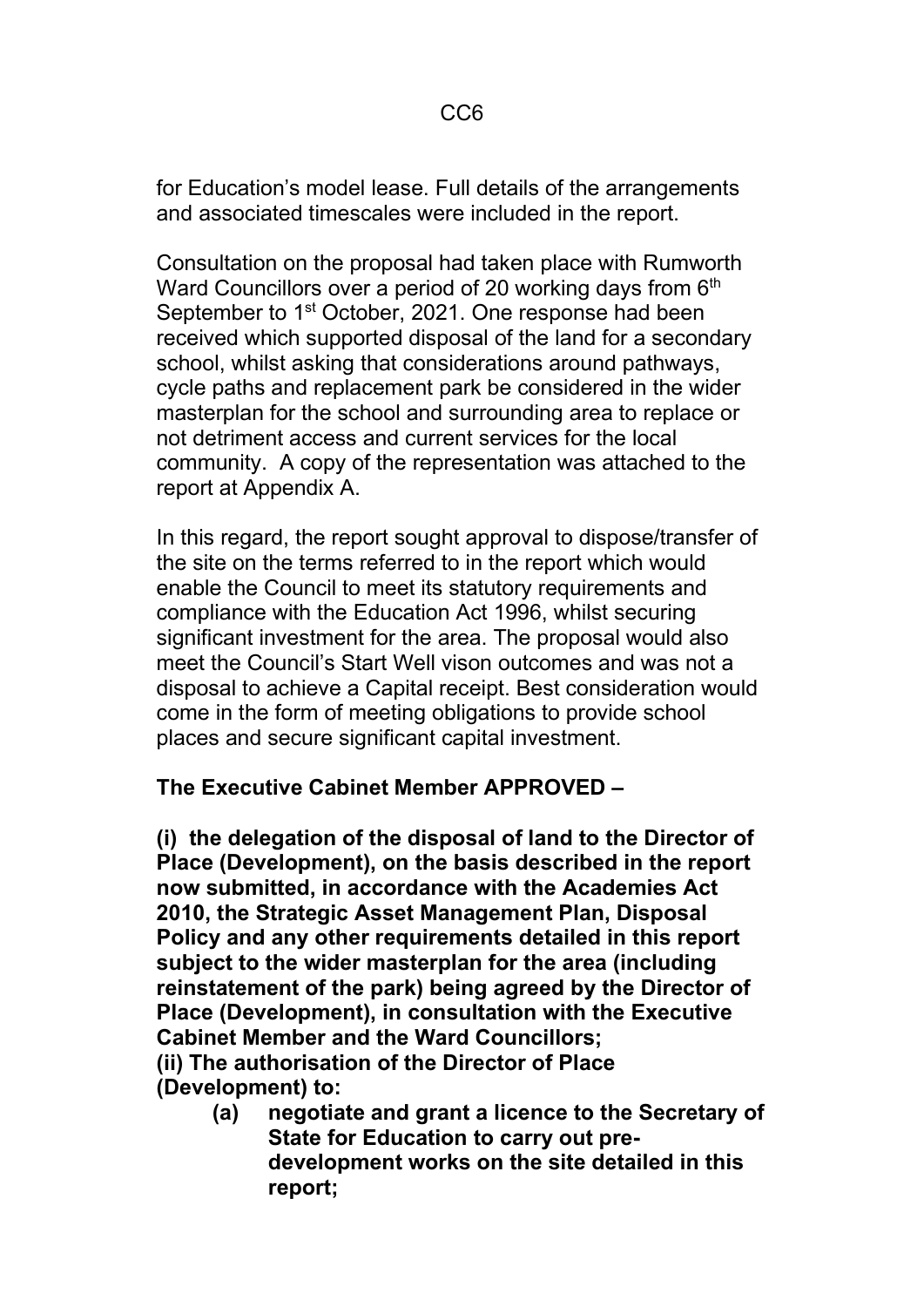for Education's model lease. Full details of the arrangements and associated timescales were included in the report.

Consultation on the proposal had taken place with Rumworth Ward Councillors over a period of 20 working days from 6th September to 1st October, 2021. One response had been received which supported disposal of the land for a secondary school, whilst asking that considerations around pathways, cycle paths and replacement park be considered in the wider masterplan for the school and surrounding area to replace or not detriment access and current services for the local community. A copy of the representation was attached to the report at Appendix A.

In this regard, the report sought approval to dispose/transfer of the site on the terms referred to in the report which would enable the Council to meet its statutory requirements and compliance with the Education Act 1996, whilst securing significant investment for the area. The proposal would also meet the Council's Start Well vison outcomes and was not a disposal to achieve a Capital receipt. Best consideration would come in the form of meeting obligations to provide school places and secure significant capital investment.

**The Executive Cabinet Member APPROVED –**

**(i) the delegation of the disposal of land to the Director of Place (Development), on the basis described in the report now submitted, in accordance with the Academies Act 2010, the Strategic Asset Management Plan, Disposal Policy and any other requirements detailed in this report subject to the wider masterplan for the area (including reinstatement of the park) being agreed by the Director of Place (Development), in consultation with the Executive Cabinet Member and the Ward Councillors;**
**(ii) The authorisation of the Director of Place (Development) to:**

- **(a) negotiate and grant a licence to the Secretary of State for Education to carry out pre-development works on the site detailed in this report;**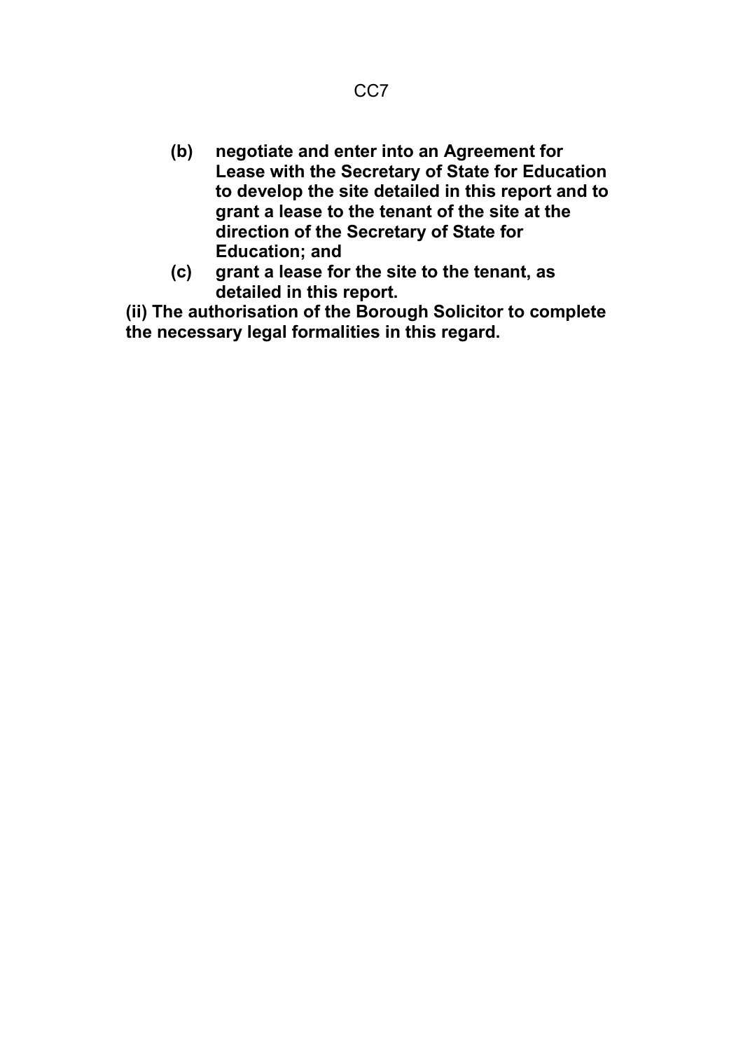**(b) negotiate and enter into an Agreement for Lease with the Secretary of State for Education to develop the site detailed in this report and to grant a lease to the tenant of the site at the direction of the Secretary of State for Education; and**

**(c) grant a lease for the site to the tenant, as detailed in this report.**

**(ii) The authorisation of the Borough Solicitor to complete the necessary legal formalities in this regard.**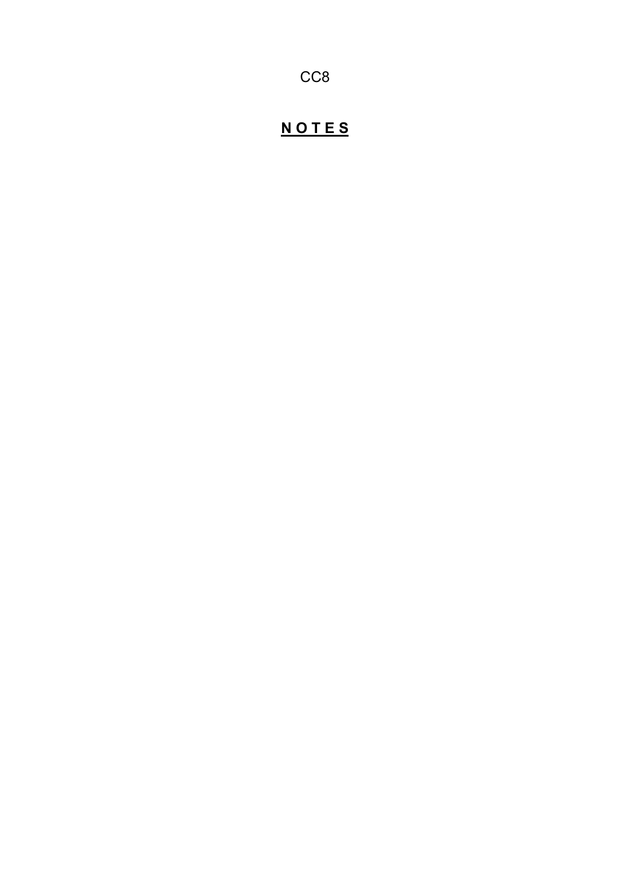CC8

# **N O T E S**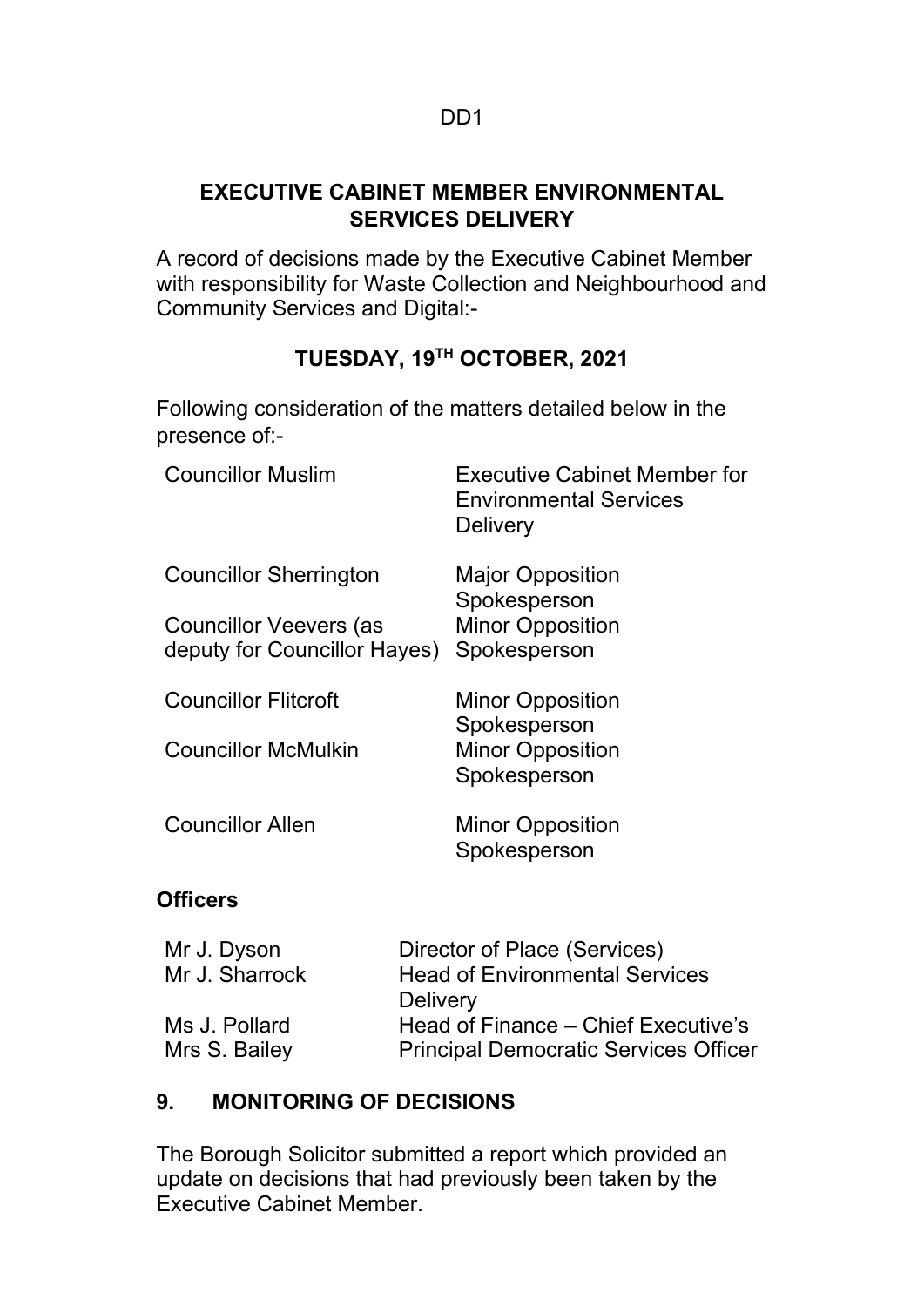DD1

## EXECUTIVE CABINET MEMBER ENVIRONMENTAL SERVICES DELIVERY

A record of decisions made by the Executive Cabinet Member with responsibility for Waste Collection and Neighbourhood and Community Services and Digital:-

### TUESDAY, 19TH OCTOBER, 2021

Following consideration of the matters detailed below in the presence of:-

| | |
|---|---|
| Councillor Muslim | Executive Cabinet Member for Environmental Services Delivery |
| Councillor Sherrington | Major Opposition Spokesperson |
| Councillor Veevers (as deputy for Councillor Hayes) | Minor Opposition Spokesperson |
| Councillor Flitcroft | Minor Opposition Spokesperson |
| Councillor McMulkin | Minor Opposition Spokesperson |
| Councillor Allen | Minor Opposition Spokesperson |

**Officers**

| | |
|---|---|
| Mr J. Dyson | Director of Place (Services) |
| Mr J. Sharrock | Head of Environmental Services Delivery |
| Ms J. Pollard | Head of Finance – Chief Executive's |
| Mrs S. Bailey | Principal Democratic Services Officer |

## 9. MONITORING OF DECISIONS

The Borough Solicitor submitted a report which provided an update on decisions that had previously been taken by the Executive Cabinet Member.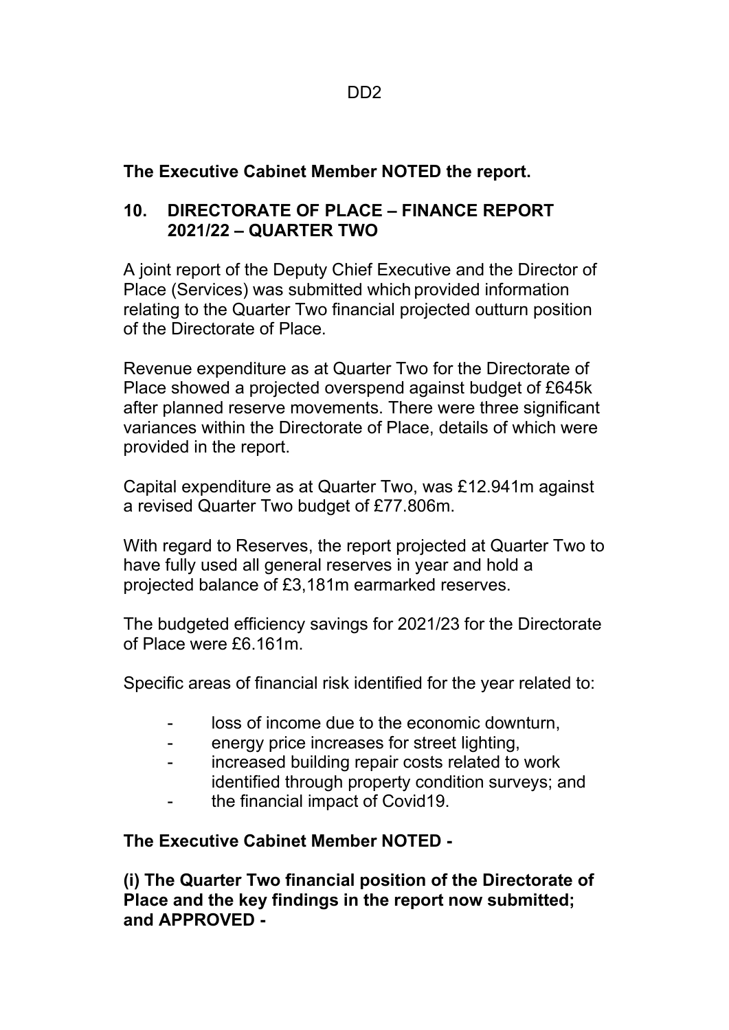**The Executive Cabinet Member NOTED the report.**

## 10. DIRECTORATE OF PLACE – FINANCE REPORT 2021/22 – QUARTER TWO

A joint report of the Deputy Chief Executive and the Director of Place (Services) was submitted which provided information relating to the Quarter Two financial projected outturn position of the Directorate of Place.

Revenue expenditure as at Quarter Two for the Directorate of Place showed a projected overspend against budget of £645k after planned reserve movements. There were three significant variances within the Directorate of Place, details of which were provided in the report.

Capital expenditure as at Quarter Two, was £12.941m against a revised Quarter Two budget of £77.806m.

With regard to Reserves, the report projected at Quarter Two to have fully used all general reserves in year and hold a projected balance of £3,181m earmarked reserves.

The budgeted efficiency savings for 2021/23 for the Directorate of Place were £6.161m.

Specific areas of financial risk identified for the year related to:

- loss of income due to the economic downturn,
- energy price increases for street lighting,
- increased building repair costs related to work identified through property condition surveys; and
- the financial impact of Covid19.

**The Executive Cabinet Member NOTED -**

**(i) The Quarter Two financial position of the Directorate of Place and the key findings in the report now submitted; and APPROVED -**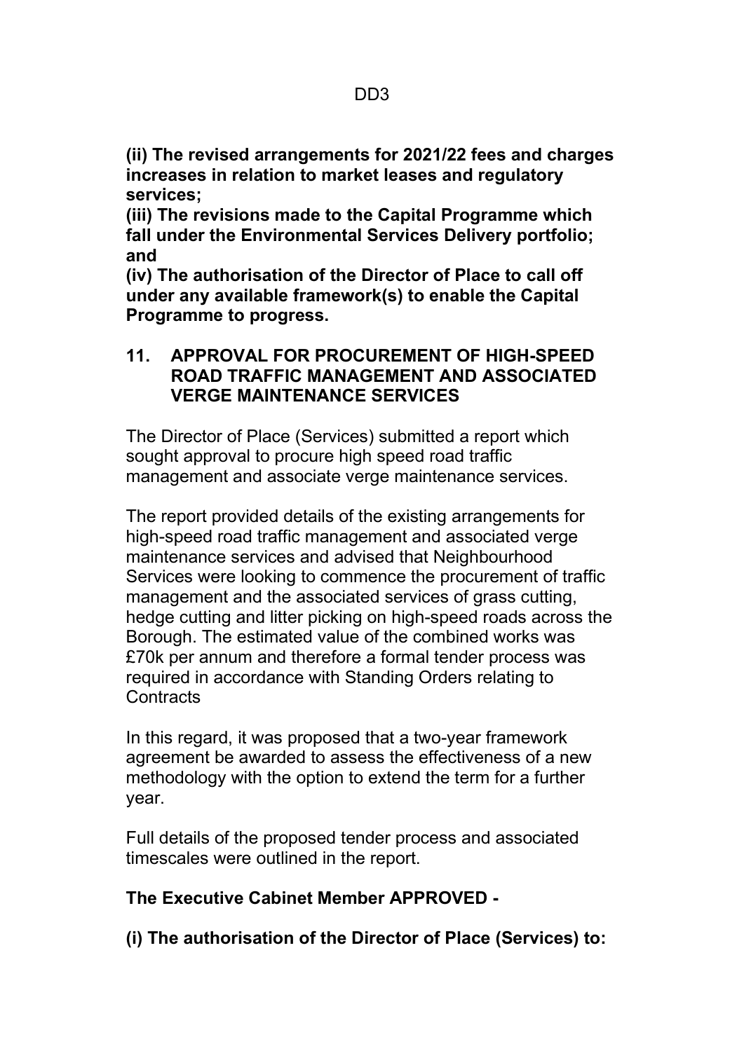**(ii) The revised arrangements for 2021/22 fees and charges increases in relation to market leases and regulatory services;**
**(iii) The revisions made to the Capital Programme which fall under the Environmental Services Delivery portfolio; and**
**(iv) The authorisation of the Director of Place to call off under any available framework(s) to enable the Capital Programme to progress.**

## 11. APPROVAL FOR PROCUREMENT OF HIGH-SPEED ROAD TRAFFIC MANAGEMENT AND ASSOCIATED VERGE MAINTENANCE SERVICES

The Director of Place (Services) submitted a report which sought approval to procure high speed road traffic management and associate verge maintenance services.

The report provided details of the existing arrangements for high-speed road traffic management and associated verge maintenance services and advised that Neighbourhood Services were looking to commence the procurement of traffic management and the associated services of grass cutting, hedge cutting and litter picking on high-speed roads across the Borough. The estimated value of the combined works was £70k per annum and therefore a formal tender process was required in accordance with Standing Orders relating to Contracts

In this regard, it was proposed that a two-year framework agreement be awarded to assess the effectiveness of a new methodology with the option to extend the term for a further year.

Full details of the proposed tender process and associated timescales were outlined in the report.

**The Executive Cabinet Member APPROVED -**

**(i) The authorisation of the Director of Place (Services) to:**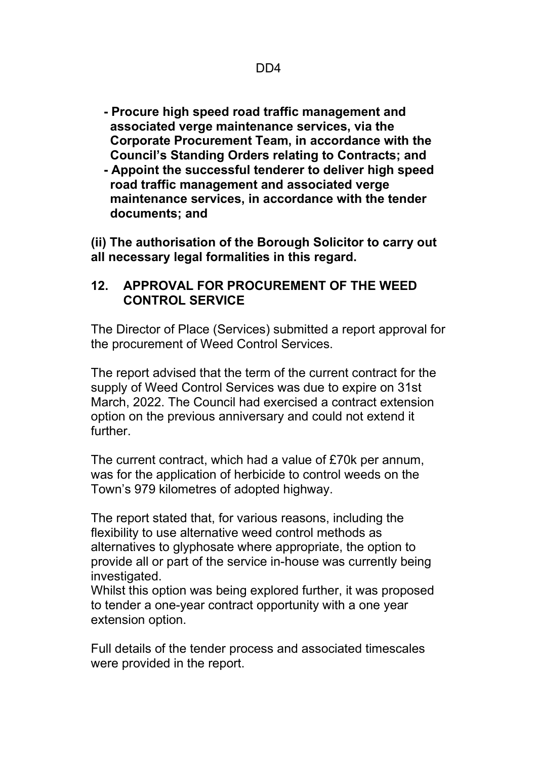- **Procure high speed road traffic management and associated verge maintenance services, via the Corporate Procurement Team, in accordance with the Council's Standing Orders relating to Contracts; and**
- **Appoint the successful tenderer to deliver high speed road traffic management and associated verge maintenance services, in accordance with the tender documents; and**

**(ii) The authorisation of the Borough Solicitor to carry out all necessary legal formalities in this regard.**

## 12. APPROVAL FOR PROCUREMENT OF THE WEED CONTROL SERVICE

The Director of Place (Services) submitted a report approval for the procurement of Weed Control Services.

The report advised that the term of the current contract for the supply of Weed Control Services was due to expire on 31st March, 2022. The Council had exercised a contract extension option on the previous anniversary and could not extend it further.

The current contract, which had a value of £70k per annum, was for the application of herbicide to control weeds on the Town's 979 kilometres of adopted highway.

The report stated that, for various reasons, including the flexibility to use alternative weed control methods as alternatives to glyphosate where appropriate, the option to provide all or part of the service in-house was currently being investigated.
Whilst this option was being explored further, it was proposed to tender a one-year contract opportunity with a one year extension option.

Full details of the tender process and associated timescales were provided in the report.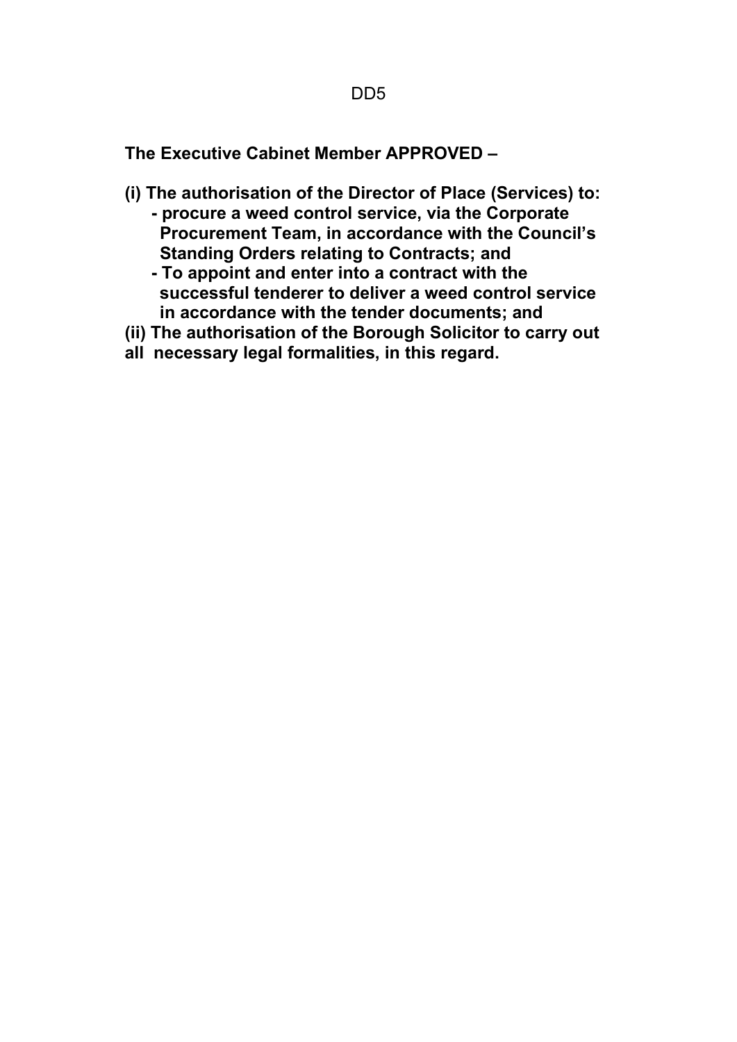DD5

**The Executive Cabinet Member APPROVED –**

**(i) The authorisation of the Director of Place (Services) to:**

- **procure a weed control service, via the Corporate Procurement Team, in accordance with the Council's Standing Orders relating to Contracts; and**
- **To appoint and enter into a contract with the successful tenderer to deliver a weed control service in accordance with the tender documents; and**

**(ii) The authorisation of the Borough Solicitor to carry out all necessary legal formalities, in this regard.**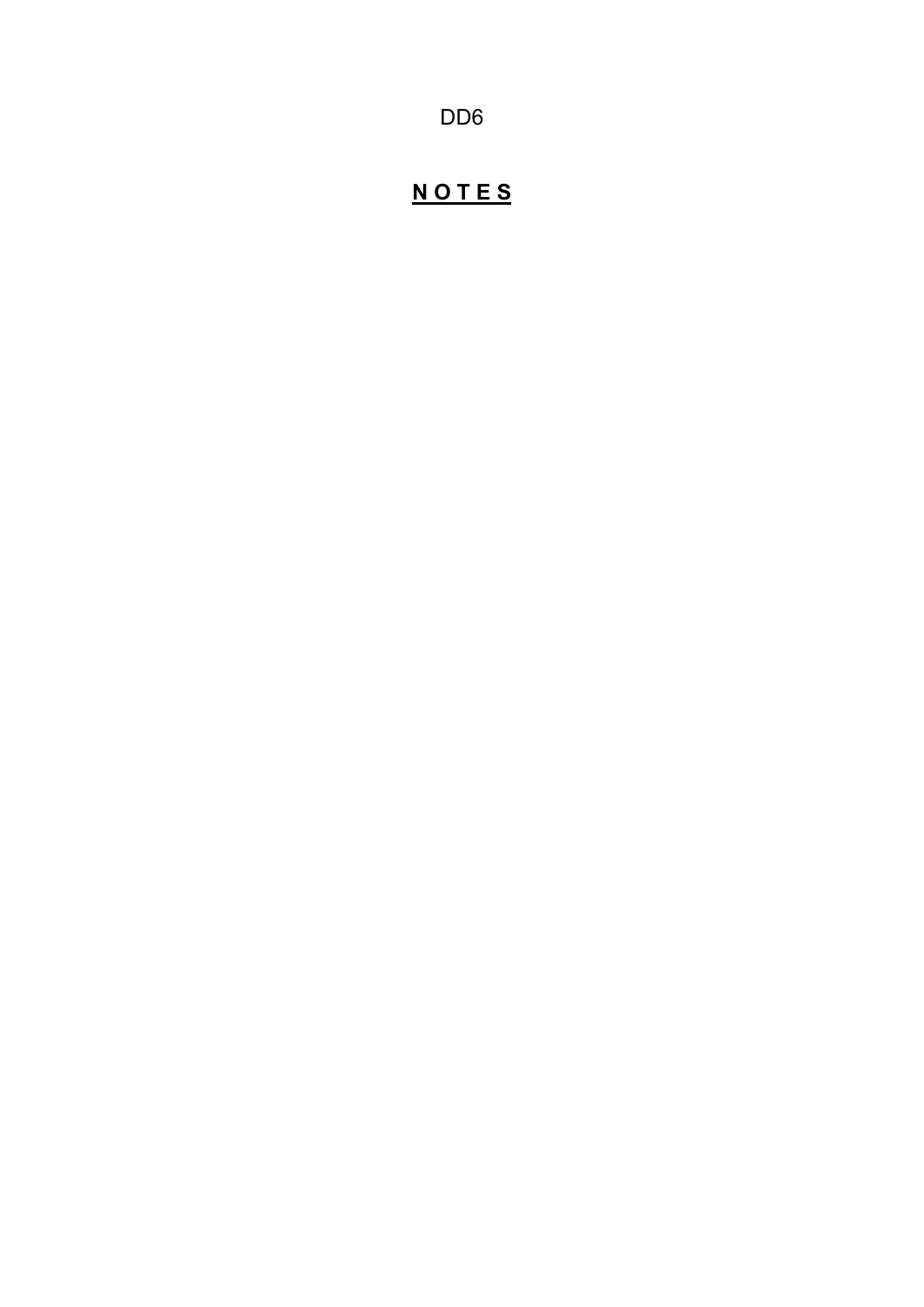DD6

## **N O T E S**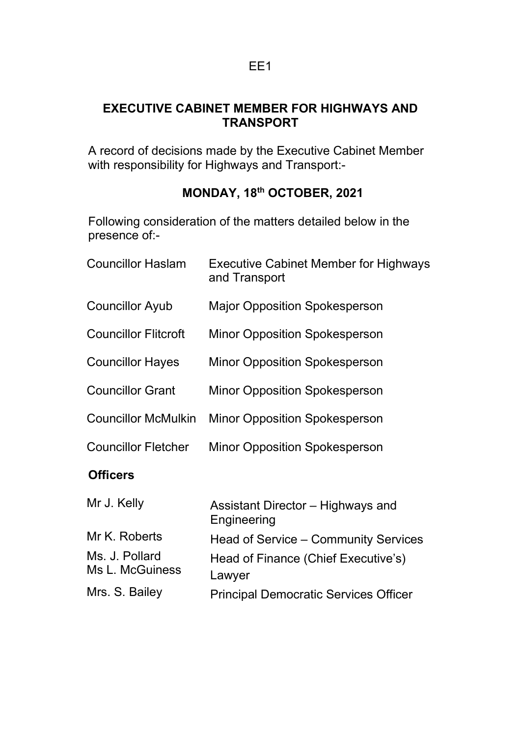EE1

## EXECUTIVE CABINET MEMBER FOR HIGHWAYS AND TRANSPORT

A record of decisions made by the Executive Cabinet Member with responsibility for Highways and Transport:-

### MONDAY, 18th OCTOBER, 2021

Following consideration of the matters detailed below in the presence of:-

| | |
|---|---|
| Councillor Haslam | Executive Cabinet Member for Highways and Transport |
| Councillor Ayub | Major Opposition Spokesperson |
| Councillor Flitcroft | Minor Opposition Spokesperson |
| Councillor Hayes | Minor Opposition Spokesperson |
| Councillor Grant | Minor Opposition Spokesperson |
| Councillor McMulkin | Minor Opposition Spokesperson |
| Councillor Fletcher | Minor Opposition Spokesperson |

**Officers**

| | |
|---|---|
| Mr J. Kelly | Assistant Director – Highways and Engineering |
| Mr K. Roberts | Head of Service – Community Services |
| Ms. J. Pollard | Head of Finance (Chief Executive's) |
| Ms L. McGuiness | Lawyer |
| Mrs. S. Bailey | Principal Democratic Services Officer |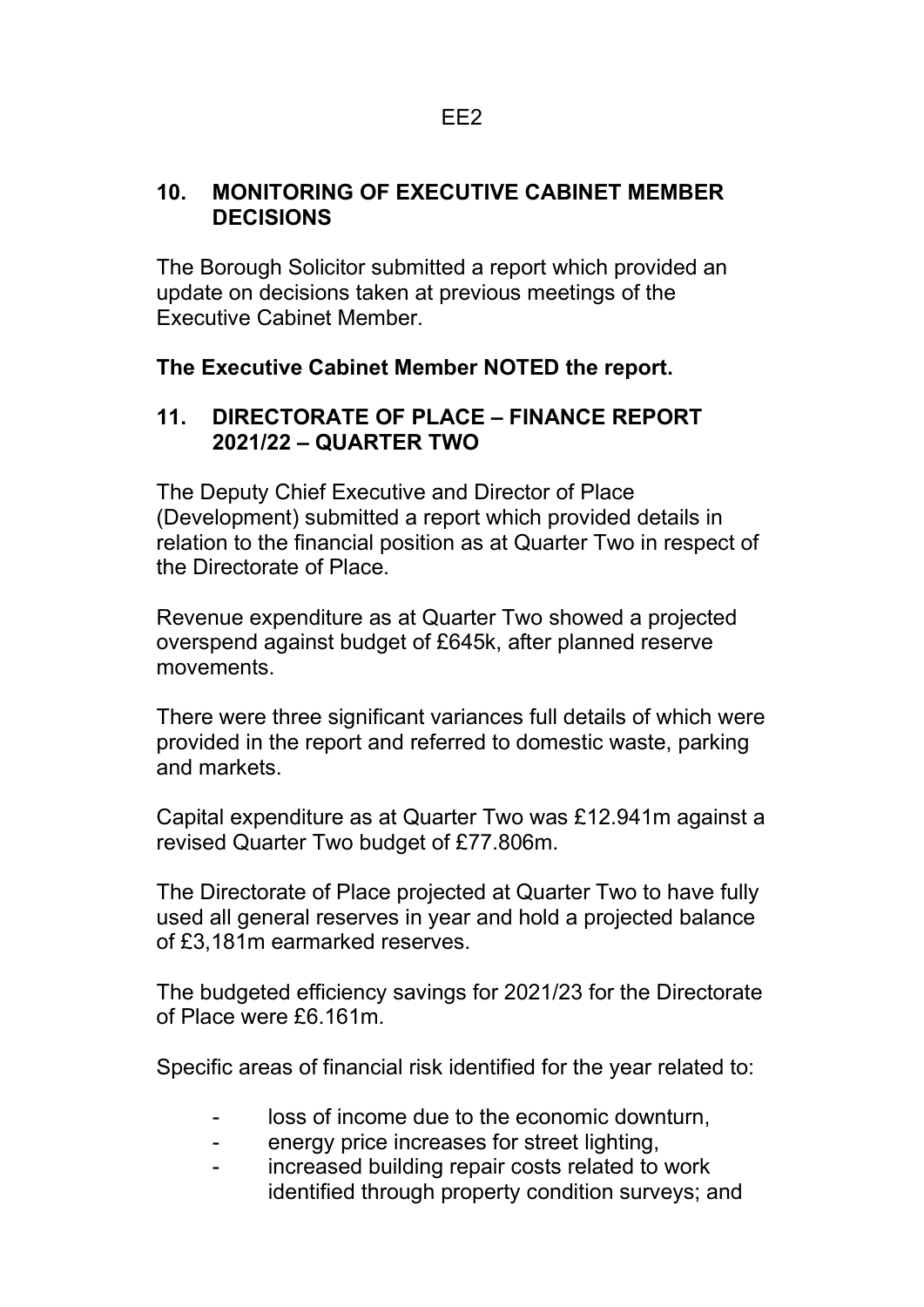EE2

## 10. MONITORING OF EXECUTIVE CABINET MEMBER DECISIONS

The Borough Solicitor submitted a report which provided an update on decisions taken at previous meetings of the Executive Cabinet Member.

**The Executive Cabinet Member NOTED the report.**

## 11. DIRECTORATE OF PLACE – FINANCE REPORT 2021/22 – QUARTER TWO

The Deputy Chief Executive and Director of Place (Development) submitted a report which provided details in relation to the financial position as at Quarter Two in respect of the Directorate of Place.

Revenue expenditure as at Quarter Two showed a projected overspend against budget of £645k, after planned reserve movements.

There were three significant variances full details of which were provided in the report and referred to domestic waste, parking and markets.

Capital expenditure as at Quarter Two was £12.941m against a revised Quarter Two budget of £77.806m.

The Directorate of Place projected at Quarter Two to have fully used all general reserves in year and hold a projected balance of £3,181m earmarked reserves.

The budgeted efficiency savings for 2021/23 for the Directorate of Place were £6.161m.

Specific areas of financial risk identified for the year related to:

- loss of income due to the economic downturn,
- energy price increases for street lighting,
- increased building repair costs related to work identified through property condition surveys; and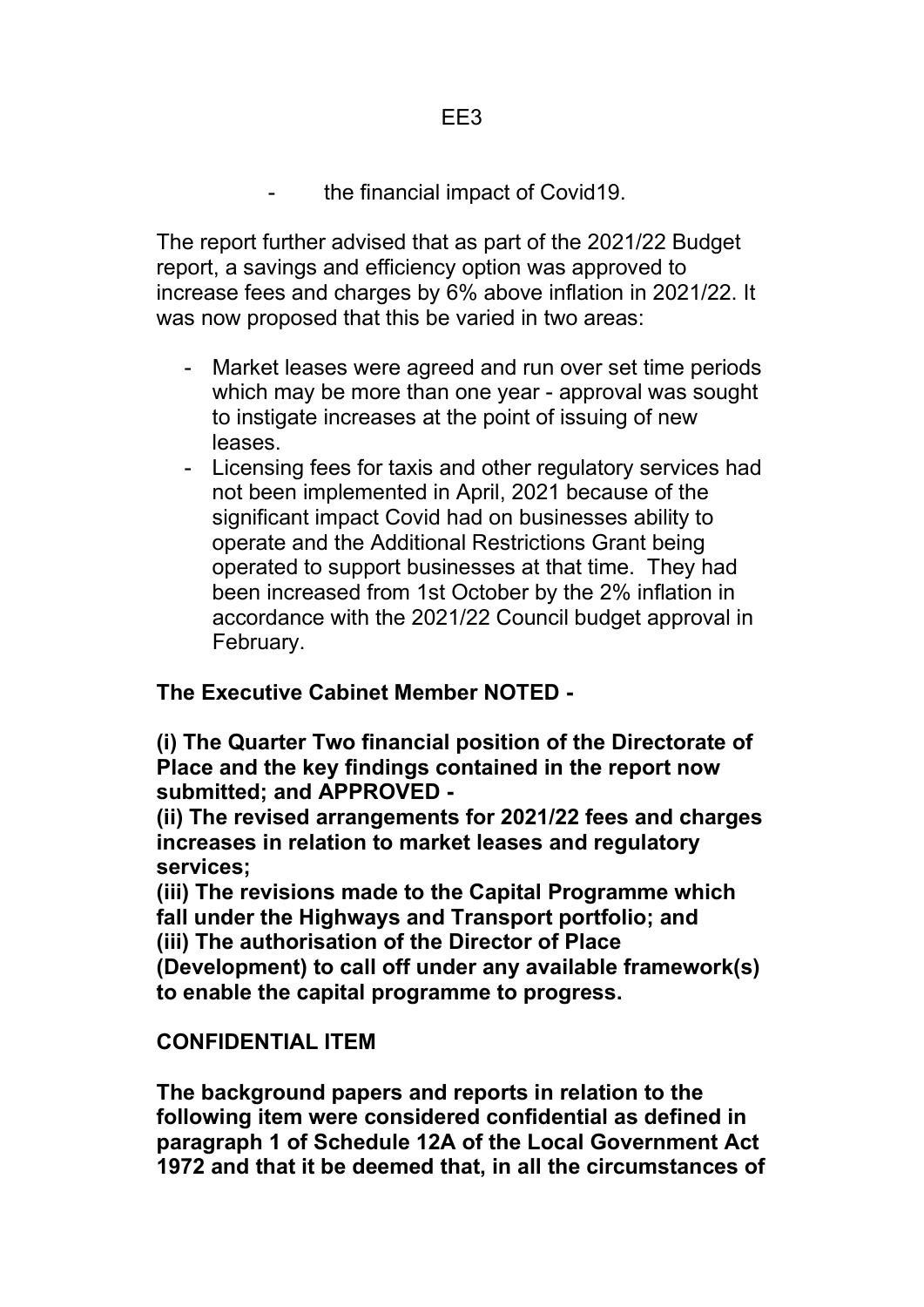- the financial impact of Covid19.

The report further advised that as part of the 2021/22 Budget report, a savings and efficiency option was approved to increase fees and charges by 6% above inflation in 2021/22. It was now proposed that this be varied in two areas:

- Market leases were agreed and run over set time periods which may be more than one year - approval was sought to instigate increases at the point of issuing of new leases.
- Licensing fees for taxis and other regulatory services had not been implemented in April, 2021 because of the significant impact Covid had on businesses ability to operate and the Additional Restrictions Grant being operated to support businesses at that time. They had been increased from 1st October by the 2% inflation in accordance with the 2021/22 Council budget approval in February.

**The Executive Cabinet Member NOTED -**

**(i) The Quarter Two financial position of the Directorate of Place and the key findings contained in the report now submitted; and APPROVED -**
**(ii) The revised arrangements for 2021/22 fees and charges increases in relation to market leases and regulatory services;**
**(iii) The revisions made to the Capital Programme which fall under the Highways and Transport portfolio; and**
**(iii) The authorisation of the Director of Place (Development) to call off under any available framework(s) to enable the capital programme to progress.**

**CONFIDENTIAL ITEM**

**The background papers and reports in relation to the following item were considered confidential as defined in paragraph 1 of Schedule 12A of the Local Government Act 1972 and that it be deemed that, in all the circumstances of**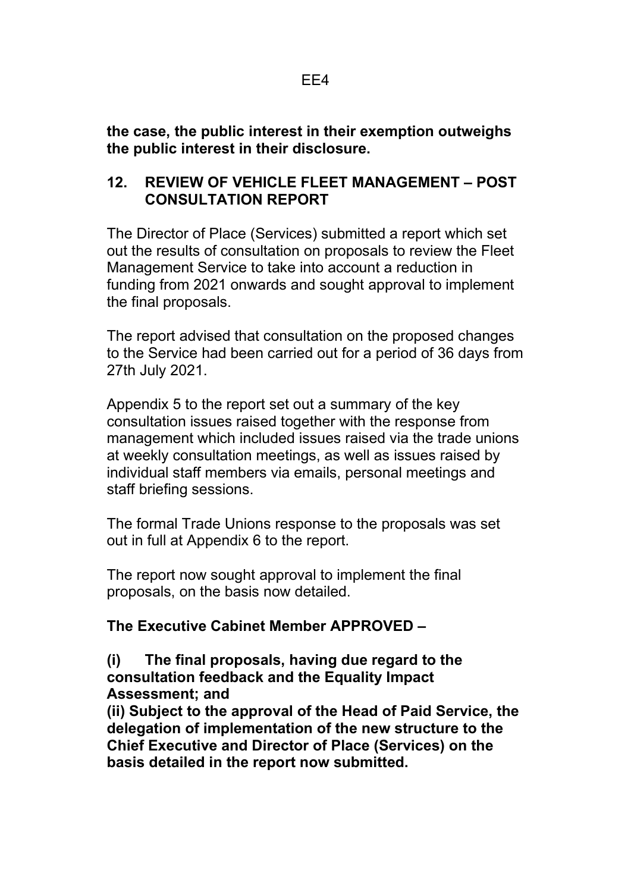**the case, the public interest in their exemption outweighs the public interest in their disclosure.**

## 12. REVIEW OF VEHICLE FLEET MANAGEMENT – POST CONSULTATION REPORT

The Director of Place (Services) submitted a report which set out the results of consultation on proposals to review the Fleet Management Service to take into account a reduction in funding from 2021 onwards and sought approval to implement the final proposals.

The report advised that consultation on the proposed changes to the Service had been carried out for a period of 36 days from 27th July 2021.

Appendix 5 to the report set out a summary of the key consultation issues raised together with the response from management which included issues raised via the trade unions at weekly consultation meetings, as well as issues raised by individual staff members via emails, personal meetings and staff briefing sessions.

The formal Trade Unions response to the proposals was set out in full at Appendix 6 to the report.

The report now sought approval to implement the final proposals, on the basis now detailed.

**The Executive Cabinet Member APPROVED –**

**(i) The final proposals, having due regard to the consultation feedback and the Equality Impact Assessment; and**

**(ii) Subject to the approval of the Head of Paid Service, the delegation of implementation of the new structure to the Chief Executive and Director of Place (Services) on the basis detailed in the report now submitted.**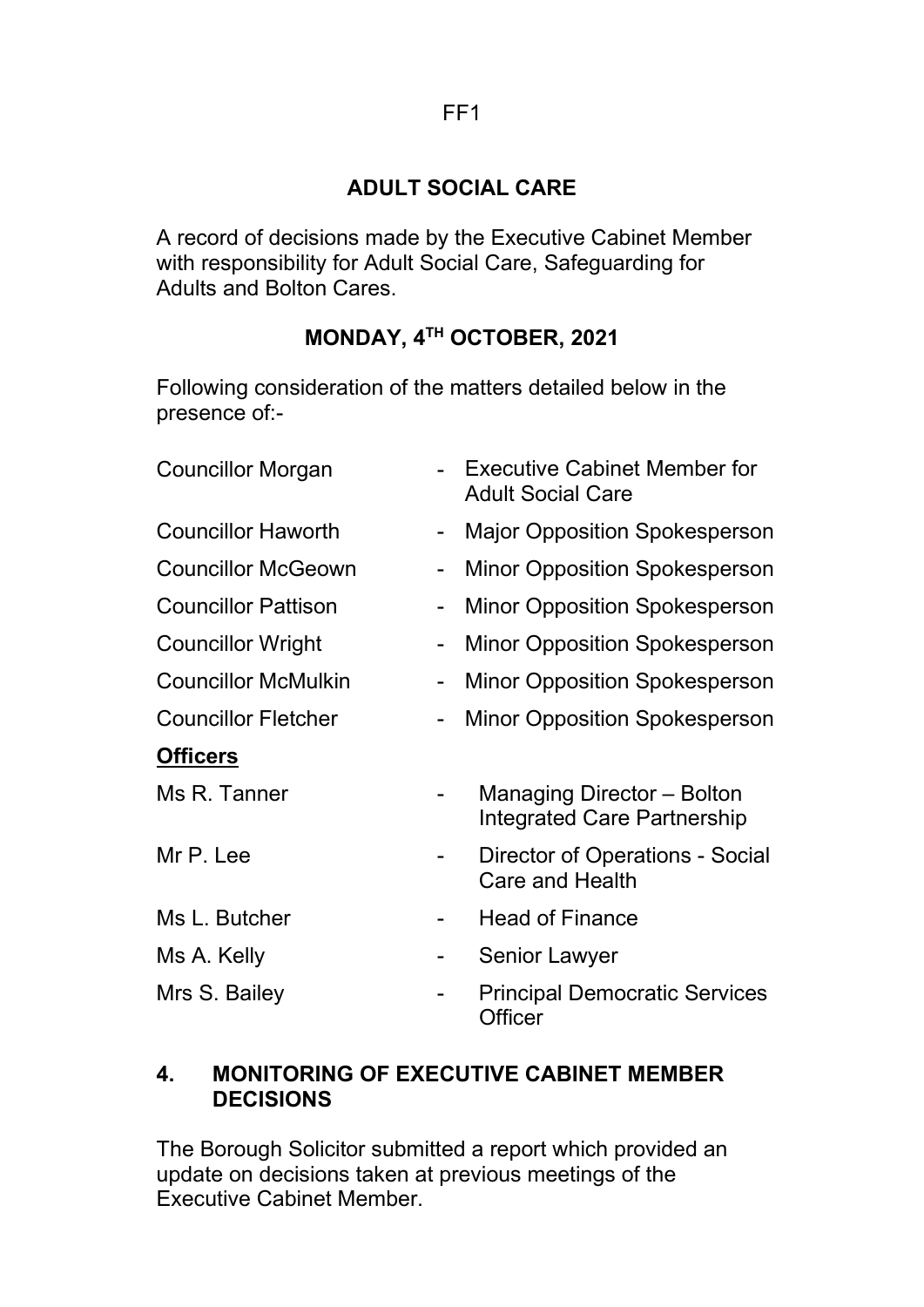FF1

# ADULT SOCIAL CARE

A record of decisions made by the Executive Cabinet Member with responsibility for Adult Social Care, Safeguarding for Adults and Bolton Cares.

## MONDAY, 4TH OCTOBER, 2021

Following consideration of the matters detailed below in the presence of:-

| | | |
|---|---|---|
| Councillor Morgan | - | Executive Cabinet Member for Adult Social Care |
| Councillor Haworth | - | Major Opposition Spokesperson |
| Councillor McGeown | - | Minor Opposition Spokesperson |
| Councillor Pattison | - | Minor Opposition Spokesperson |
| Councillor Wright | - | Minor Opposition Spokesperson |
| Councillor McMulkin | - | Minor Opposition Spokesperson |
| Councillor Fletcher | - | Minor Opposition Spokesperson |

**<u>Officers</u>**

| | | |
|---|---|---|
| Ms R. Tanner | - | Managing Director – Bolton Integrated Care Partnership |
| Mr P. Lee | - | Director of Operations - Social Care and Health |
| Ms L. Butcher | - | Head of Finance |
| Ms A. Kelly | - | Senior Lawyer |
| Mrs S. Bailey | - | Principal Democratic Services Officer |

### 4. MONITORING OF EXECUTIVE CABINET MEMBER DECISIONS

The Borough Solicitor submitted a report which provided an update on decisions taken at previous meetings of the Executive Cabinet Member.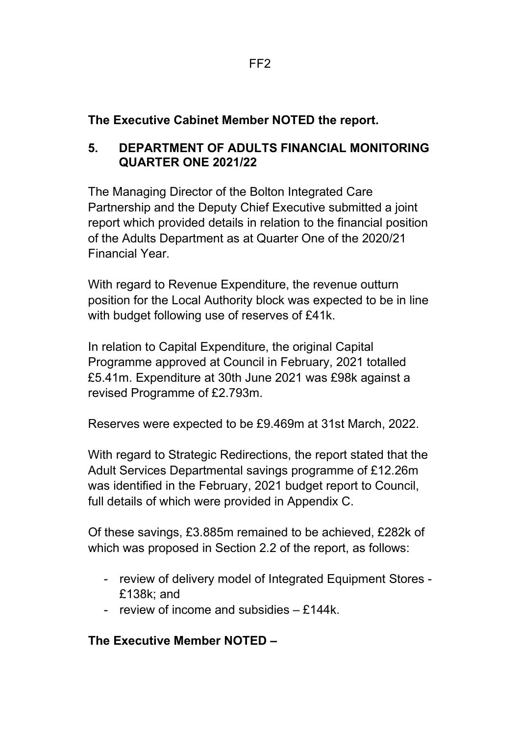**The Executive Cabinet Member NOTED the report.**

## 5. DEPARTMENT OF ADULTS FINANCIAL MONITORING QUARTER ONE 2021/22

The Managing Director of the Bolton Integrated Care Partnership and the Deputy Chief Executive submitted a joint report which provided details in relation to the financial position of the Adults Department as at Quarter One of the 2020/21 Financial Year.

With regard to Revenue Expenditure, the revenue outturn position for the Local Authority block was expected to be in line with budget following use of reserves of £41k.

In relation to Capital Expenditure, the original Capital Programme approved at Council in February, 2021 totalled £5.41m. Expenditure at 30th June 2021 was £98k against a revised Programme of £2.793m.

Reserves were expected to be £9.469m at 31st March, 2022.

With regard to Strategic Redirections, the report stated that the Adult Services Departmental savings programme of £12.26m was identified in the February, 2021 budget report to Council, full details of which were provided in Appendix C.

Of these savings, £3.885m remained to be achieved, £282k of which was proposed in Section 2.2 of the report, as follows:

- review of delivery model of Integrated Equipment Stores - £138k; and
- review of income and subsidies – £144k.

**The Executive Member NOTED –**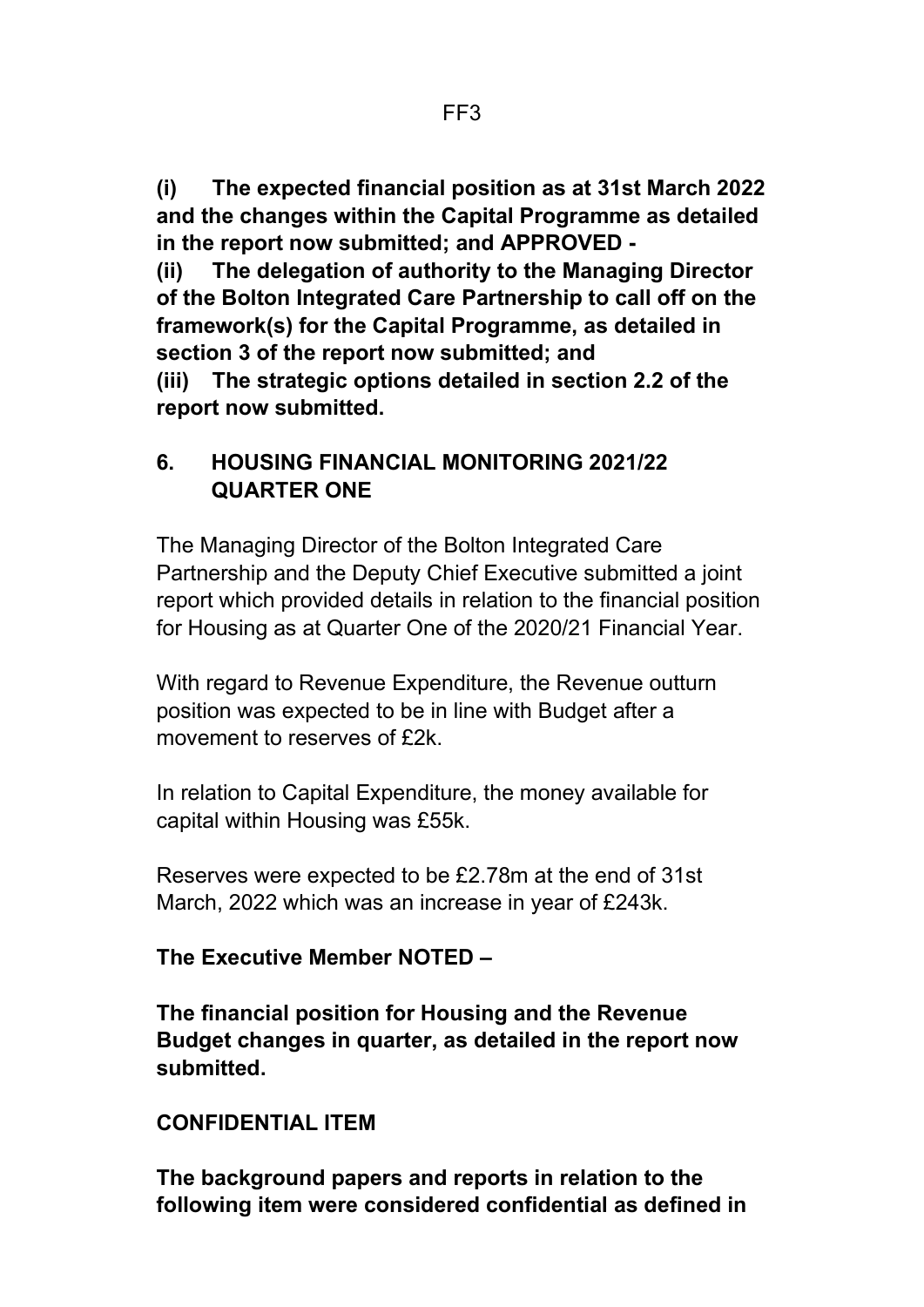**(i) The expected financial position as at 31st March 2022 and the changes within the Capital Programme as detailed in the report now submitted; and APPROVED -**

**(ii) The delegation of authority to the Managing Director of the Bolton Integrated Care Partnership to call off on the framework(s) for the Capital Programme, as detailed in section 3 of the report now submitted; and**

**(iii) The strategic options detailed in section 2.2 of the report now submitted.**

## 6. HOUSING FINANCIAL MONITORING 2021/22 QUARTER ONE

The Managing Director of the Bolton Integrated Care Partnership and the Deputy Chief Executive submitted a joint report which provided details in relation to the financial position for Housing as at Quarter One of the 2020/21 Financial Year.

With regard to Revenue Expenditure, the Revenue outturn position was expected to be in line with Budget after a movement to reserves of £2k.

In relation to Capital Expenditure, the money available for capital within Housing was £55k.

Reserves were expected to be £2.78m at the end of 31st March, 2022 which was an increase in year of £243k.

**The Executive Member NOTED –**

**The financial position for Housing and the Revenue Budget changes in quarter, as detailed in the report now submitted.**

**CONFIDENTIAL ITEM**

**The background papers and reports in relation to the following item were considered confidential as defined in**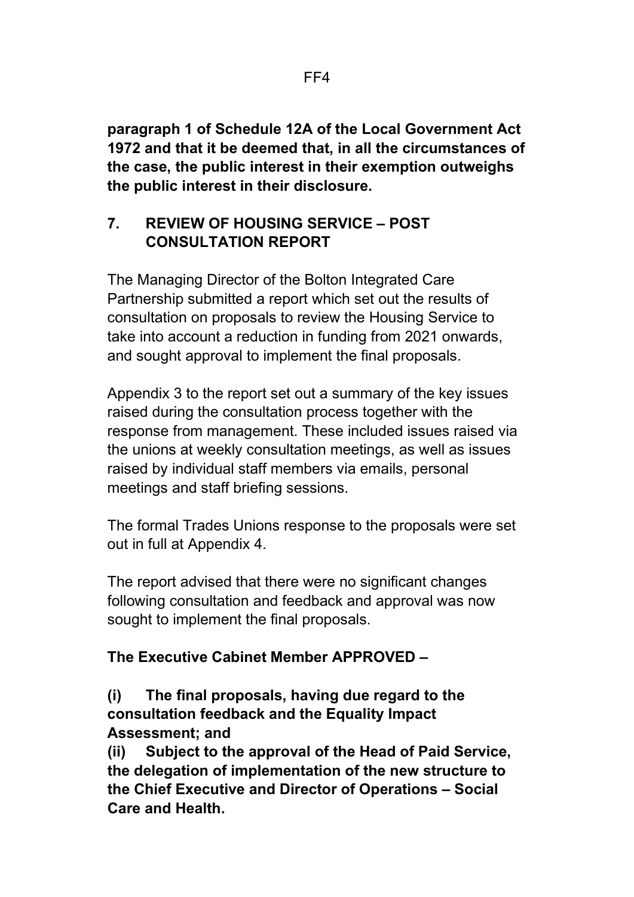**paragraph 1 of Schedule 12A of the Local Government Act 1972 and that it be deemed that, in all the circumstances of the case, the public interest in their exemption outweighs the public interest in their disclosure.**

## 7. REVIEW OF HOUSING SERVICE – POST CONSULTATION REPORT

The Managing Director of the Bolton Integrated Care Partnership submitted a report which set out the results of consultation on proposals to review the Housing Service to take into account a reduction in funding from 2021 onwards, and sought approval to implement the final proposals.

Appendix 3 to the report set out a summary of the key issues raised during the consultation process together with the response from management. These included issues raised via the unions at weekly consultation meetings, as well as issues raised by individual staff members via emails, personal meetings and staff briefing sessions.

The formal Trades Unions response to the proposals were set out in full at Appendix 4.

The report advised that there were no significant changes following consultation and feedback and approval was now sought to implement the final proposals.

**The Executive Cabinet Member APPROVED –**

**(i) The final proposals, having due regard to the consultation feedback and the Equality Impact Assessment; and**

**(ii) Subject to the approval of the Head of Paid Service, the delegation of implementation of the new structure to the Chief Executive and Director of Operations – Social Care and Health.**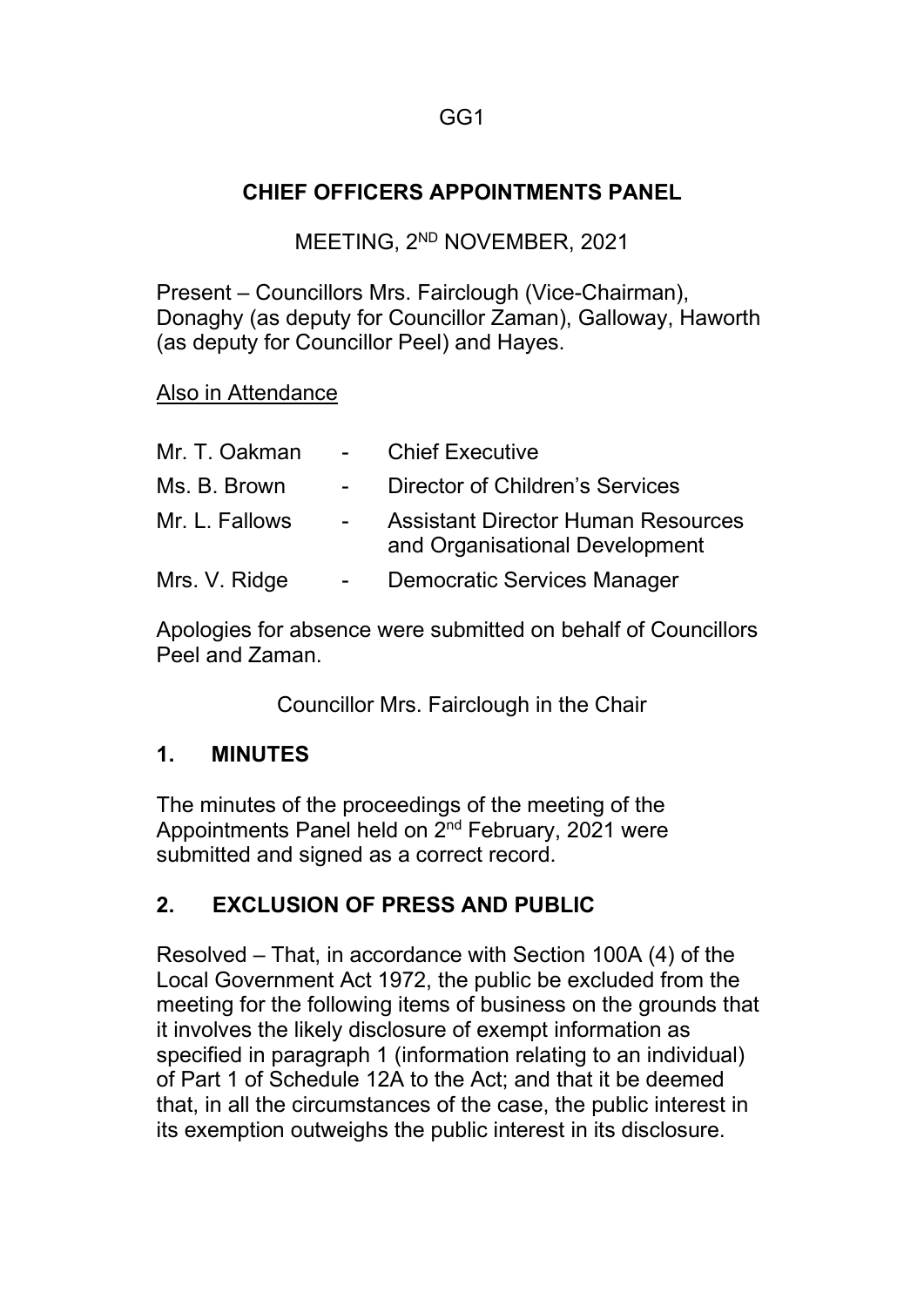GG1

# CHIEF OFFICERS APPOINTMENTS PANEL

MEETING, 2ND NOVEMBER, 2021

Present – Councillors Mrs. Fairclough (Vice-Chairman), Donaghy (as deputy for Councillor Zaman), Galloway, Haworth (as deputy for Councillor Peel) and Hayes.

Also in Attendance

| | | |
|---|---|---|
| Mr. T. Oakman | - | Chief Executive |
| Ms. B. Brown | - | Director of Children's Services |
| Mr. L. Fallows | - | Assistant Director Human Resources and Organisational Development |
| Mrs. V. Ridge | - | Democratic Services Manager |

Apologies for absence were submitted on behalf of Councillors Peel and Zaman.

Councillor Mrs. Fairclough in the Chair

## 1. MINUTES

The minutes of the proceedings of the meeting of the Appointments Panel held on 2nd February, 2021 were submitted and signed as a correct record.

## 2. EXCLUSION OF PRESS AND PUBLIC

Resolved – That, in accordance with Section 100A (4) of the Local Government Act 1972, the public be excluded from the meeting for the following items of business on the grounds that it involves the likely disclosure of exempt information as specified in paragraph 1 (information relating to an individual) of Part 1 of Schedule 12A to the Act; and that it be deemed that, in all the circumstances of the case, the public interest in its exemption outweighs the public interest in its disclosure.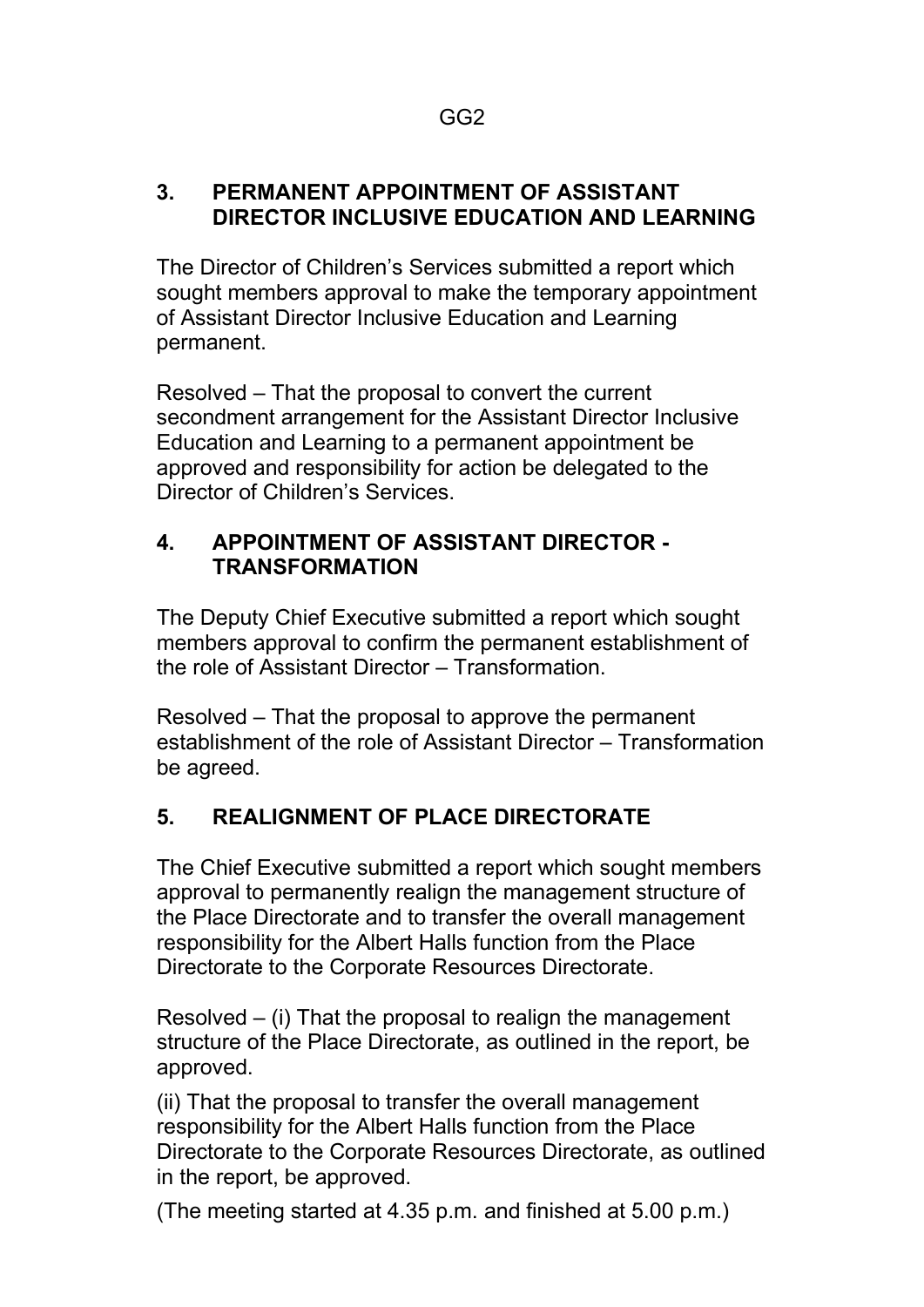### 3. PERMANENT APPOINTMENT OF ASSISTANT DIRECTOR INCLUSIVE EDUCATION AND LEARNING

The Director of Children's Services submitted a report which sought members approval to make the temporary appointment of Assistant Director Inclusive Education and Learning permanent.

Resolved – That the proposal to convert the current secondment arrangement for the Assistant Director Inclusive Education and Learning to a permanent appointment be approved and responsibility for action be delegated to the Director of Children's Services.

### 4. APPOINTMENT OF ASSISTANT DIRECTOR - TRANSFORMATION

The Deputy Chief Executive submitted a report which sought members approval to confirm the permanent establishment of the role of Assistant Director – Transformation.

Resolved – That the proposal to approve the permanent establishment of the role of Assistant Director – Transformation be agreed.

### 5. REALIGNMENT OF PLACE DIRECTORATE

The Chief Executive submitted a report which sought members approval to permanently realign the management structure of the Place Directorate and to transfer the overall management responsibility for the Albert Halls function from the Place Directorate to the Corporate Resources Directorate.

Resolved – (i) That the proposal to realign the management structure of the Place Directorate, as outlined in the report, be approved.

(ii) That the proposal to transfer the overall management responsibility for the Albert Halls function from the Place Directorate to the Corporate Resources Directorate, as outlined in the report, be approved.

(The meeting started at 4.35 p.m. and finished at 5.00 p.m.)